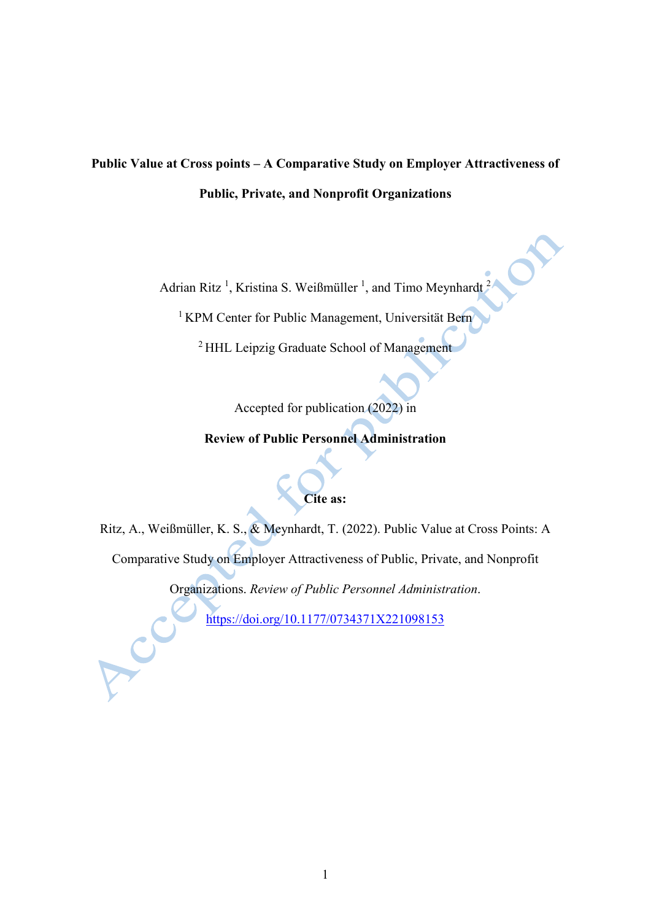# Public Value at Cross points – A Comparative Study on Employer Attractiveness of Public, Private, and Nonprofit Organizations

Adrian Ritz [1], Kristina S. Weißmüller [1], and Timo Meynhardt [2]

[1] KPM Center for Public Management, Universität Bern

[2] HHL Leipzig Graduate School of Management

Accepted for publication (2022) in

**Review of Public Personnel Administration**

**Cite as:**

Ritz, A., Weißmüller, K. S., & Meynhardt, T. (2022). Public Value at Cross Points: A Comparative Study on Employer Attractiveness of Public, Private, and Nonprofit Organizations. *Review of Public Personnel Administration*. https://doi.org/10.1177/0734371X221098153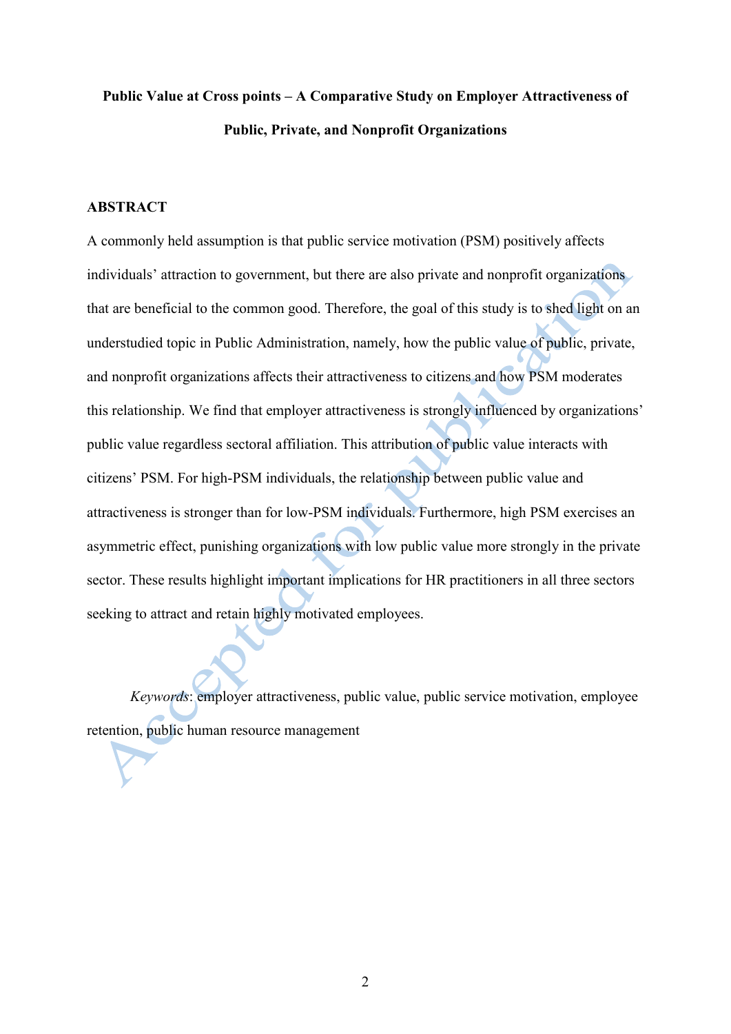**Public Value at Cross points – A Comparative Study on Employer Attractiveness of Public, Private, and Nonprofit Organizations**

## ABSTRACT

A commonly held assumption is that public service motivation (PSM) positively affects individuals' attraction to government, but there are also private and nonprofit organizations that are beneficial to the common good. Therefore, the goal of this study is to shed light on an understudied topic in Public Administration, namely, how the public value of public, private, and nonprofit organizations affects their attractiveness to citizens and how PSM moderates this relationship. We find that employer attractiveness is strongly influenced by organizations' public value regardless sectoral affiliation. This attribution of public value interacts with citizens' PSM. For high-PSM individuals, the relationship between public value and attractiveness is stronger than for low-PSM individuals. Furthermore, high PSM exercises an asymmetric effect, punishing organizations with low public value more strongly in the private sector. These results highlight important implications for HR practitioners in all three sectors seeking to attract and retain highly motivated employees.

*Keywords*: employer attractiveness, public value, public service motivation, employee retention, public human resource management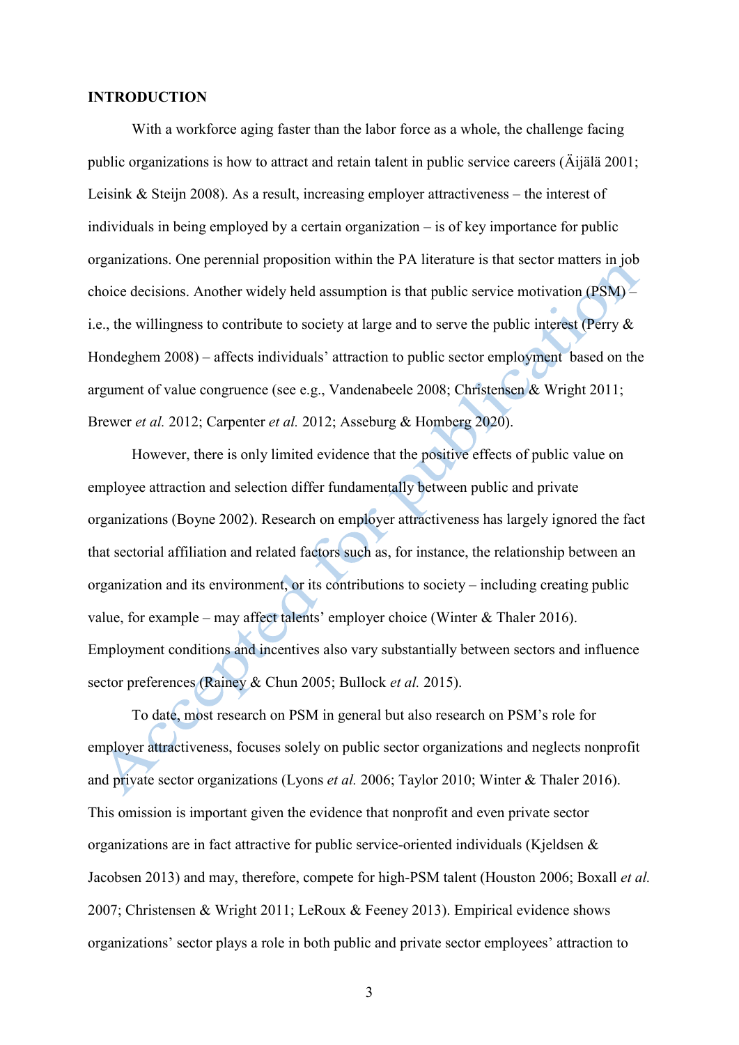**INTRODUCTION**

With a workforce aging faster than the labor force as a whole, the challenge facing public organizations is how to attract and retain talent in public service careers (Äijälä 2001; Leisink & Steijn 2008). As a result, increasing employer attractiveness – the interest of individuals in being employed by a certain organization – is of key importance for public organizations. One perennial proposition within the PA literature is that sector matters in job choice decisions. Another widely held assumption is that public service motivation (PSM) – i.e., the willingness to contribute to society at large and to serve the public interest (Perry & Hondeghem 2008) – affects individuals' attraction to public sector employment based on the argument of value congruence (see e.g., Vandenabeele 2008; Christensen & Wright 2011; Brewer *et al.* 2012; Carpenter *et al.* 2012; Asseburg & Homberg 2020).

However, there is only limited evidence that the positive effects of public value on employee attraction and selection differ fundamentally between public and private organizations (Boyne 2002). Research on employer attractiveness has largely ignored the fact that sectorial affiliation and related factors such as, for instance, the relationship between an organization and its environment, or its contributions to society – including creating public value, for example – may affect talents' employer choice (Winter & Thaler 2016). Employment conditions and incentives also vary substantially between sectors and influence sector preferences (Rainey & Chun 2005; Bullock *et al.* 2015).

To date, most research on PSM in general but also research on PSM's role for employer attractiveness, focuses solely on public sector organizations and neglects nonprofit and private sector organizations (Lyons *et al.* 2006; Taylor 2010; Winter & Thaler 2016). This omission is important given the evidence that nonprofit and even private sector organizations are in fact attractive for public service-oriented individuals (Kjeldsen & Jacobsen 2013) and may, therefore, compete for high-PSM talent (Houston 2006; Boxall *et al.* 2007; Christensen & Wright 2011; LeRoux & Feeney 2013). Empirical evidence shows organizations' sector plays a role in both public and private sector employees' attraction to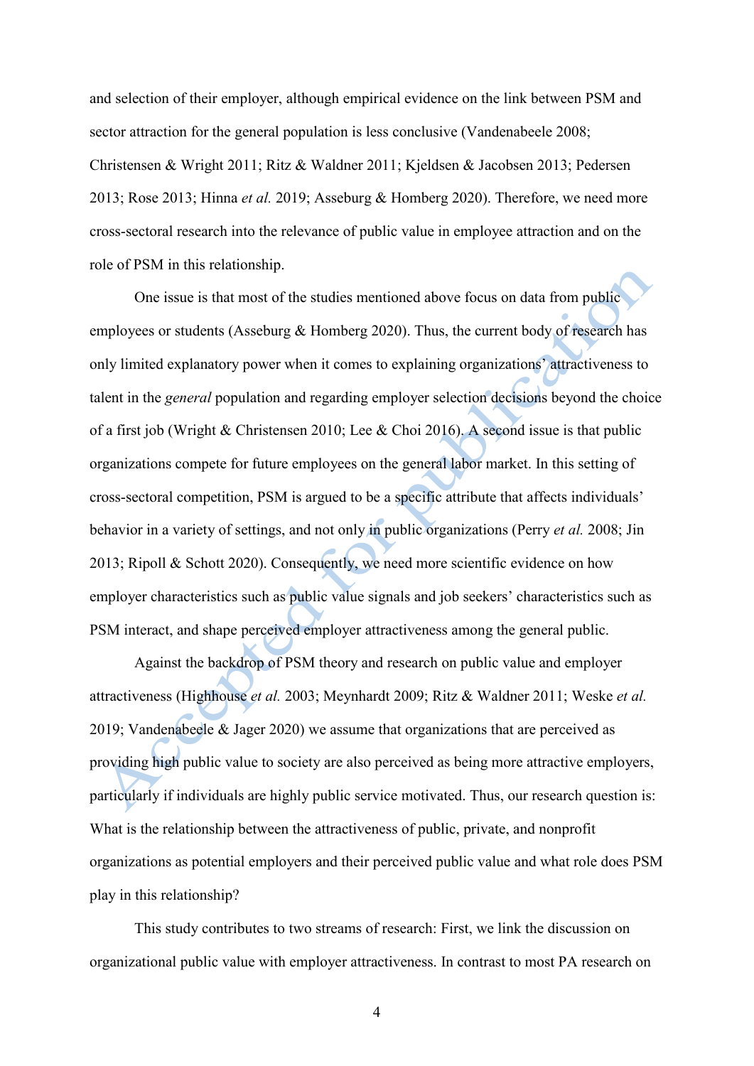and selection of their employer, although empirical evidence on the link between PSM and sector attraction for the general population is less conclusive (Vandenabeele 2008; Christensen & Wright 2011; Ritz & Waldner 2011; Kjeldsen & Jacobsen 2013; Pedersen 2013; Rose 2013; Hinna *et al.* 2019; Asseburg & Homberg 2020). Therefore, we need more cross-sectoral research into the relevance of public value in employee attraction and on the role of PSM in this relationship.

One issue is that most of the studies mentioned above focus on data from public employees or students (Asseburg & Homberg 2020). Thus, the current body of research has only limited explanatory power when it comes to explaining organizations' attractiveness to talent in the *general* population and regarding employer selection decisions beyond the choice of a first job (Wright & Christensen 2010; Lee & Choi 2016). A second issue is that public organizations compete for future employees on the general labor market. In this setting of cross-sectoral competition, PSM is argued to be a specific attribute that affects individuals' behavior in a variety of settings, and not only in public organizations (Perry *et al.* 2008; Jin 2013; Ripoll & Schott 2020). Consequently, we need more scientific evidence on how employer characteristics such as public value signals and job seekers' characteristics such as PSM interact, and shape perceived employer attractiveness among the general public.

Against the backdrop of PSM theory and research on public value and employer attractiveness (Highhouse *et al.* 2003; Meynhardt 2009; Ritz & Waldner 2011; Weske *et al.* 2019; Vandenabeele & Jager 2020) we assume that organizations that are perceived as providing high public value to society are also perceived as being more attractive employers, particularly if individuals are highly public service motivated. Thus, our research question is: What is the relationship between the attractiveness of public, private, and nonprofit organizations as potential employers and their perceived public value and what role does PSM play in this relationship?

This study contributes to two streams of research: First, we link the discussion on organizational public value with employer attractiveness. In contrast to most PA research on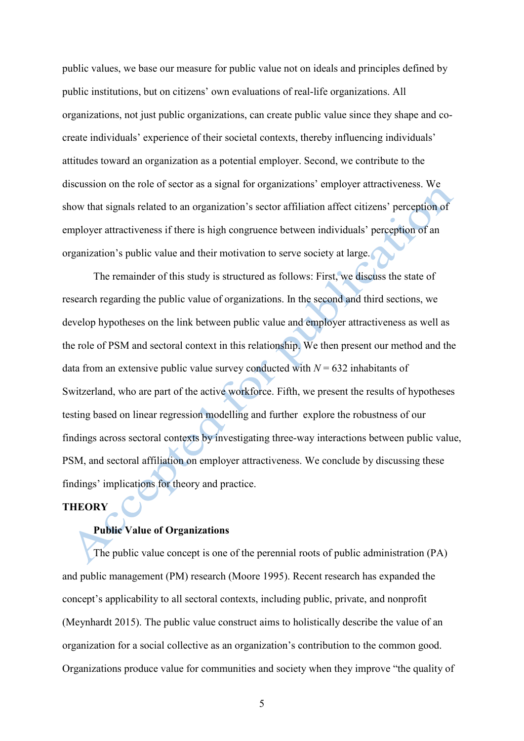public values, we base our measure for public value not on ideals and principles defined by public institutions, but on citizens' own evaluations of real-life organizations. All organizations, not just public organizations, can create public value since they shape and co-create individuals' experience of their societal contexts, thereby influencing individuals' attitudes toward an organization as a potential employer. Second, we contribute to the discussion on the role of sector as a signal for organizations' employer attractiveness. We show that signals related to an organization's sector affiliation affect citizens' perception of employer attractiveness if there is high congruence between individuals' perception of an organization's public value and their motivation to serve society at large.

The remainder of this study is structured as follows: First, we discuss the state of research regarding the public value of organizations. In the second and third sections, we develop hypotheses on the link between public value and employer attractiveness as well as the role of PSM and sectoral context in this relationship. We then present our method and the data from an extensive public value survey conducted with $N = 632$ inhabitants of Switzerland, who are part of the active workforce. Fifth, we present the results of hypotheses testing based on linear regression modelling and further explore the robustness of our findings across sectoral contexts by investigating three-way interactions between public value, PSM, and sectoral affiliation on employer attractiveness. We conclude by discussing these findings' implications for theory and practice.

## THEORY

### Public Value of Organizations

The public value concept is one of the perennial roots of public administration (PA) and public management (PM) research (Moore 1995). Recent research has expanded the concept's applicability to all sectoral contexts, including public, private, and nonprofit (Meynhardt 2015). The public value construct aims to holistically describe the value of an organization for a social collective as an organization's contribution to the common good. Organizations produce value for communities and society when they improve "the quality of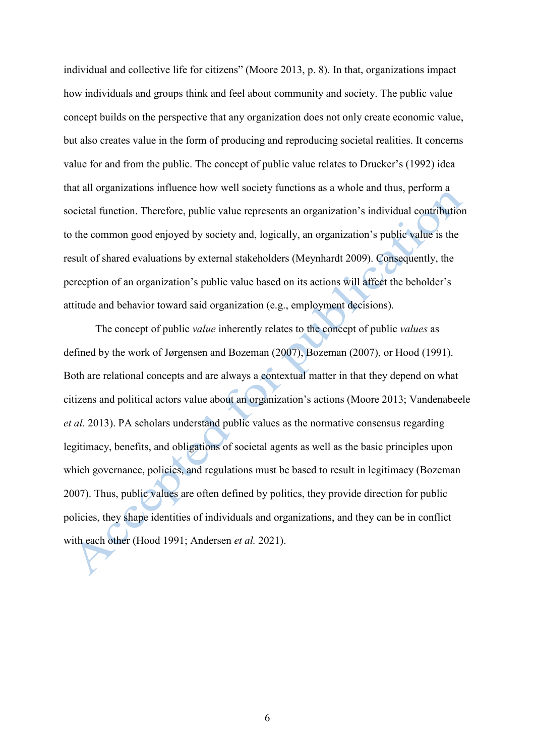individual and collective life for citizens" (Moore 2013, p. 8). In that, organizations impact how individuals and groups think and feel about community and society. The public value concept builds on the perspective that any organization does not only create economic value, but also creates value in the form of producing and reproducing societal realities. It concerns value for and from the public. The concept of public value relates to Drucker's (1992) idea that all organizations influence how well society functions as a whole and thus, perform a societal function. Therefore, public value represents an organization's individual contribution to the common good enjoyed by society and, logically, an organization's public value is the result of shared evaluations by external stakeholders (Meynhardt 2009). Consequently, the perception of an organization's public value based on its actions will affect the beholder's attitude and behavior toward said organization (e.g., employment decisions).

The concept of public *value* inherently relates to the concept of public *values* as defined by the work of Jørgensen and Bozeman (2007), Bozeman (2007), or Hood (1991). Both are relational concepts and are always a contextual matter in that they depend on what citizens and political actors value about an organization's actions (Moore 2013; Vandenabeele *et al.* 2013). PA scholars understand public values as the normative consensus regarding legitimacy, benefits, and obligations of societal agents as well as the basic principles upon which governance, policies, and regulations must be based to result in legitimacy (Bozeman 2007). Thus, public values are often defined by politics, they provide direction for public policies, they shape identities of individuals and organizations, and they can be in conflict with each other (Hood 1991; Andersen *et al.* 2021).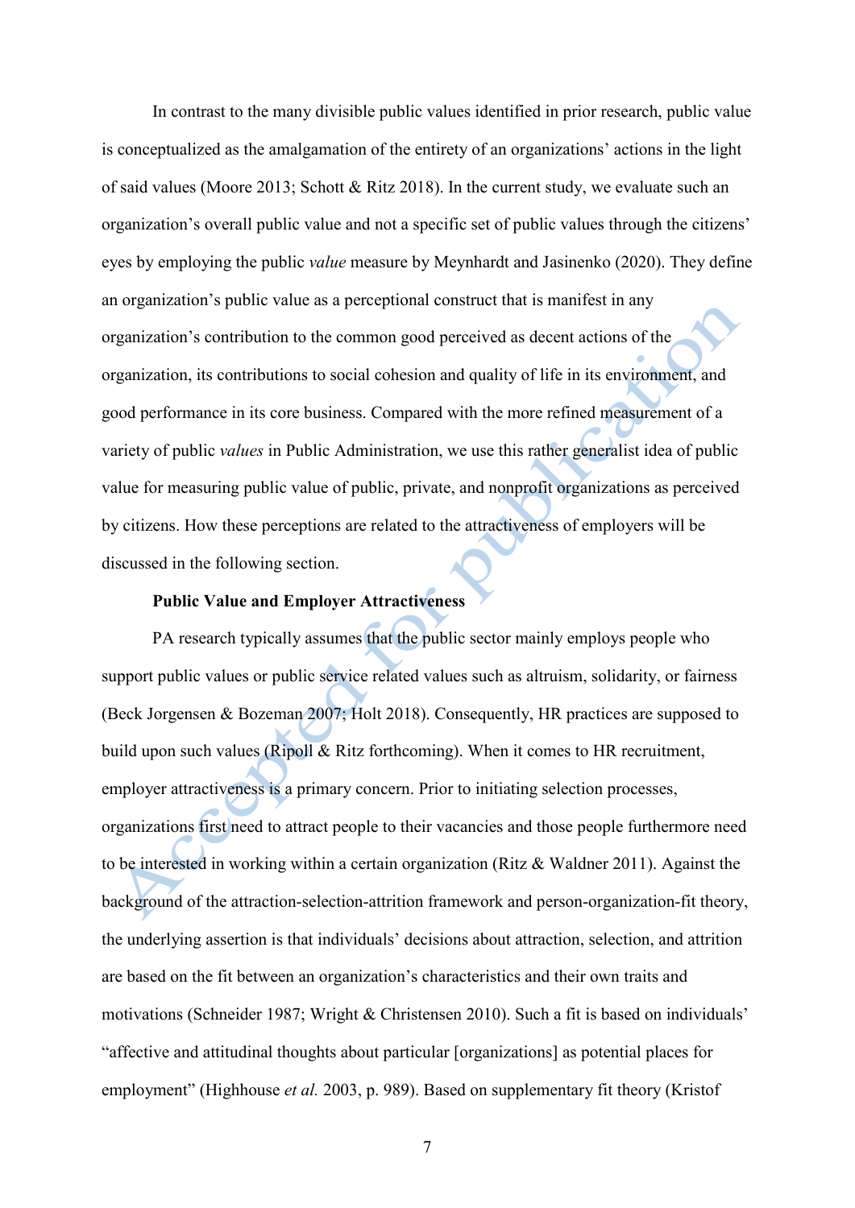In contrast to the many divisible public values identified in prior research, public value is conceptualized as the amalgamation of the entirety of an organizations' actions in the light of said values (Moore 2013; Schott & Ritz 2018). In the current study, we evaluate such an organization's overall public value and not a specific set of public values through the citizens' eyes by employing the public *value* measure by Meynhardt and Jasinenko (2020). They define an organization's public value as a perceptional construct that is manifest in any organization's contribution to the common good perceived as decent actions of the organization, its contributions to social cohesion and quality of life in its environment, and good performance in its core business. Compared with the more refined measurement of a variety of public *values* in Public Administration, we use this rather generalist idea of public value for measuring public value of public, private, and nonprofit organizations as perceived by citizens. How these perceptions are related to the attractiveness of employers will be discussed in the following section.

**Public Value and Employer Attractiveness**

PA research typically assumes that the public sector mainly employs people who support public values or public service related values such as altruism, solidarity, or fairness (Beck Jorgensen & Bozeman 2007; Holt 2018). Consequently, HR practices are supposed to build upon such values (Ripoll & Ritz forthcoming). When it comes to HR recruitment, employer attractiveness is a primary concern. Prior to initiating selection processes, organizations first need to attract people to their vacancies and those people furthermore need to be interested in working within a certain organization (Ritz & Waldner 2011). Against the background of the attraction-selection-attrition framework and person-organization-fit theory, the underlying assertion is that individuals' decisions about attraction, selection, and attrition are based on the fit between an organization's characteristics and their own traits and motivations (Schneider 1987; Wright & Christensen 2010). Such a fit is based on individuals' "affective and attitudinal thoughts about particular [organizations] as potential places for employment" (Highhouse *et al.* 2003, p. 989). Based on supplementary fit theory (Kristof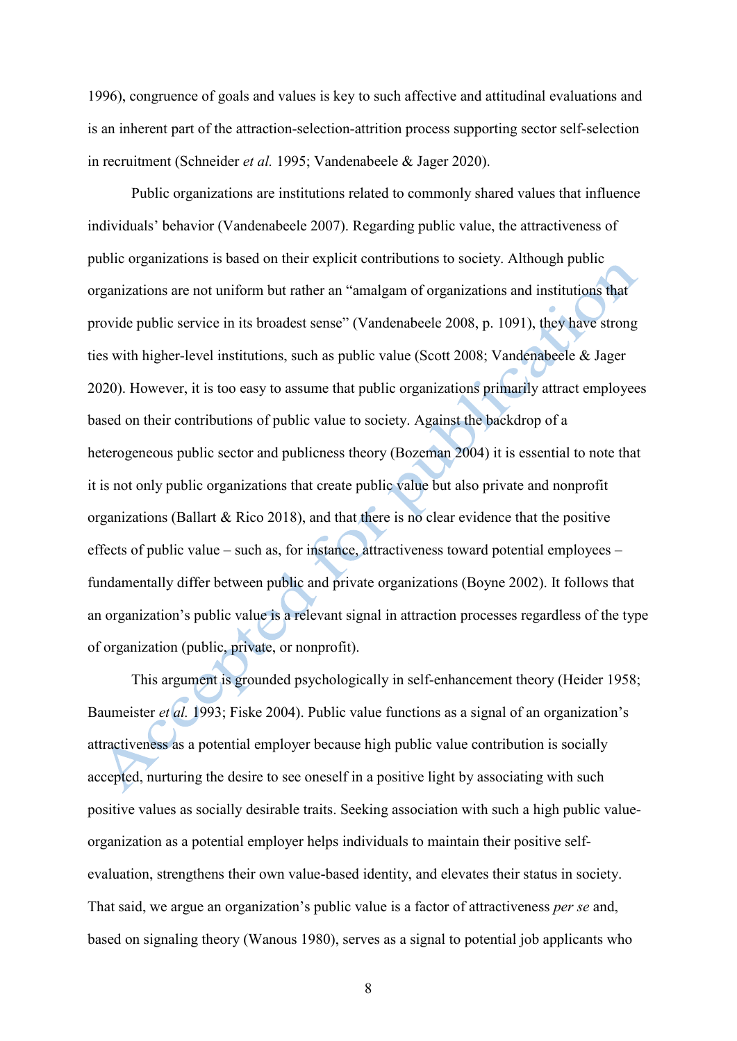1996), congruence of goals and values is key to such affective and attitudinal evaluations and is an inherent part of the attraction-selection-attrition process supporting sector self-selection in recruitment (Schneider *et al.* 1995; Vandenabeele & Jager 2020).

Public organizations are institutions related to commonly shared values that influence individuals' behavior (Vandenabeele 2007). Regarding public value, the attractiveness of public organizations is based on their explicit contributions to society. Although public organizations are not uniform but rather an "amalgam of organizations and institutions that provide public service in its broadest sense" (Vandenabeele 2008, p. 1091), they have strong ties with higher-level institutions, such as public value (Scott 2008; Vandenabeele & Jager 2020). However, it is too easy to assume that public organizations primarily attract employees based on their contributions of public value to society. Against the backdrop of a heterogeneous public sector and publicness theory (Bozeman 2004) it is essential to note that it is not only public organizations that create public value but also private and nonprofit organizations (Ballart & Rico 2018), and that there is no clear evidence that the positive effects of public value – such as, for instance, attractiveness toward potential employees – fundamentally differ between public and private organizations (Boyne 2002). It follows that an organization's public value is a relevant signal in attraction processes regardless of the type of organization (public, private, or nonprofit).

This argument is grounded psychologically in self-enhancement theory (Heider 1958; Baumeister *et al.* 1993; Fiske 2004). Public value functions as a signal of an organization's attractiveness as a potential employer because high public value contribution is socially accepted, nurturing the desire to see oneself in a positive light by associating with such positive values as socially desirable traits. Seeking association with such a high public value-organization as a potential employer helps individuals to maintain their positive self-evaluation, strengthens their own value-based identity, and elevates their status in society. That said, we argue an organization's public value is a factor of attractiveness *per se* and, based on signaling theory (Wanous 1980), serves as a signal to potential job applicants who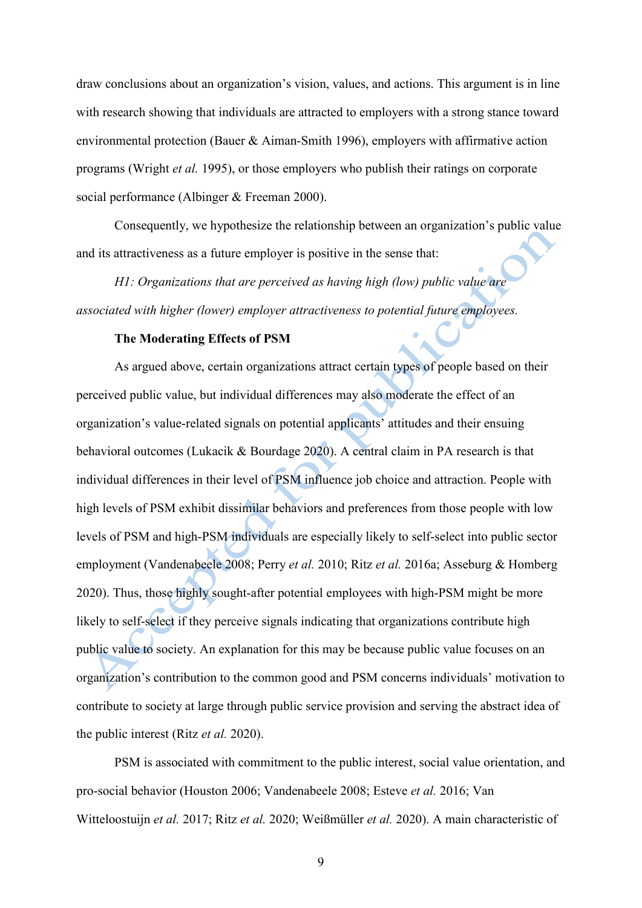draw conclusions about an organization's vision, values, and actions. This argument is in line with research showing that individuals are attracted to employers with a strong stance toward environmental protection (Bauer & Aiman-Smith 1996), employers with affirmative action programs (Wright *et al.* 1995), or those employers who publish their ratings on corporate social performance (Albinger & Freeman 2000).

Consequently, we hypothesize the relationship between an organization's public value and its attractiveness as a future employer is positive in the sense that:

*H1: Organizations that are perceived as having high (low) public value are associated with higher (lower) employer attractiveness to potential future employees.*

**The Moderating Effects of PSM**

As argued above, certain organizations attract certain types of people based on their perceived public value, but individual differences may also moderate the effect of an organization's value-related signals on potential applicants' attitudes and their ensuing behavioral outcomes (Lukacik & Bourdage 2020). A central claim in PA research is that individual differences in their level of PSM influence job choice and attraction. People with high levels of PSM exhibit dissimilar behaviors and preferences from those people with low levels of PSM and high-PSM individuals are especially likely to self-select into public sector employment (Vandenabeele 2008; Perry *et al.* 2010; Ritz *et al.* 2016a; Asseburg & Homberg 2020). Thus, those highly sought-after potential employees with high-PSM might be more likely to self-select if they perceive signals indicating that organizations contribute high public value to society. An explanation for this may be because public value focuses on an organization's contribution to the common good and PSM concerns individuals' motivation to contribute to society at large through public service provision and serving the abstract idea of the public interest (Ritz *et al.* 2020).

PSM is associated with commitment to the public interest, social value orientation, and pro-social behavior (Houston 2006; Vandenabeele 2008; Esteve *et al.* 2016; Van Witteloostuijn *et al.* 2017; Ritz *et al.* 2020; Weißmüller *et al.* 2020). A main characteristic of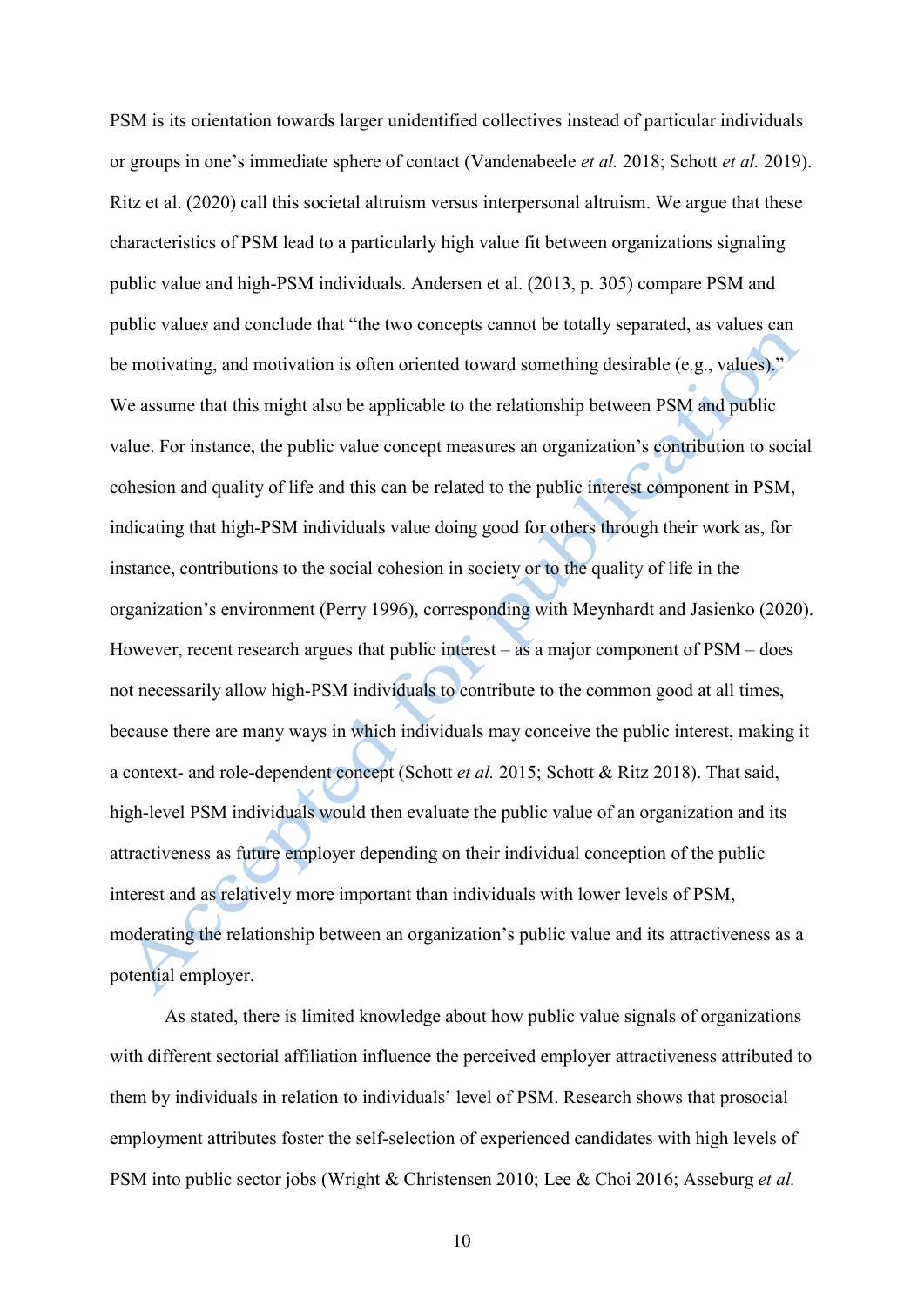PSM is its orientation towards larger unidentified collectives instead of particular individuals or groups in one's immediate sphere of contact (Vandenabeele *et al.* 2018; Schott *et al.* 2019). Ritz et al. (2020) call this societal altruism versus interpersonal altruism. We argue that these characteristics of PSM lead to a particularly high value fit between organizations signaling public value and high-PSM individuals. Andersen et al. (2013, p. 305) compare PSM and public value*s* and conclude that "the two concepts cannot be totally separated, as values can be motivating, and motivation is often oriented toward something desirable (e.g., values)." We assume that this might also be applicable to the relationship between PSM and public value. For instance, the public value concept measures an organization's contribution to social cohesion and quality of life and this can be related to the public interest component in PSM, indicating that high-PSM individuals value doing good for others through their work as, for instance, contributions to the social cohesion in society or to the quality of life in the organization's environment (Perry 1996), corresponding with Meynhardt and Jasienko (2020). However, recent research argues that public interest – as a major component of PSM – does not necessarily allow high-PSM individuals to contribute to the common good at all times, because there are many ways in which individuals may conceive the public interest, making it a context- and role-dependent concept (Schott *et al.* 2015; Schott & Ritz 2018). That said, high-level PSM individuals would then evaluate the public value of an organization and its attractiveness as future employer depending on their individual conception of the public interest and as relatively more important than individuals with lower levels of PSM, moderating the relationship between an organization's public value and its attractiveness as a potential employer.

As stated, there is limited knowledge about how public value signals of organizations with different sectorial affiliation influence the perceived employer attractiveness attributed to them by individuals in relation to individuals' level of PSM. Research shows that prosocial employment attributes foster the self-selection of experienced candidates with high levels of PSM into public sector jobs (Wright & Christensen 2010; Lee & Choi 2016; Asseburg *et al.*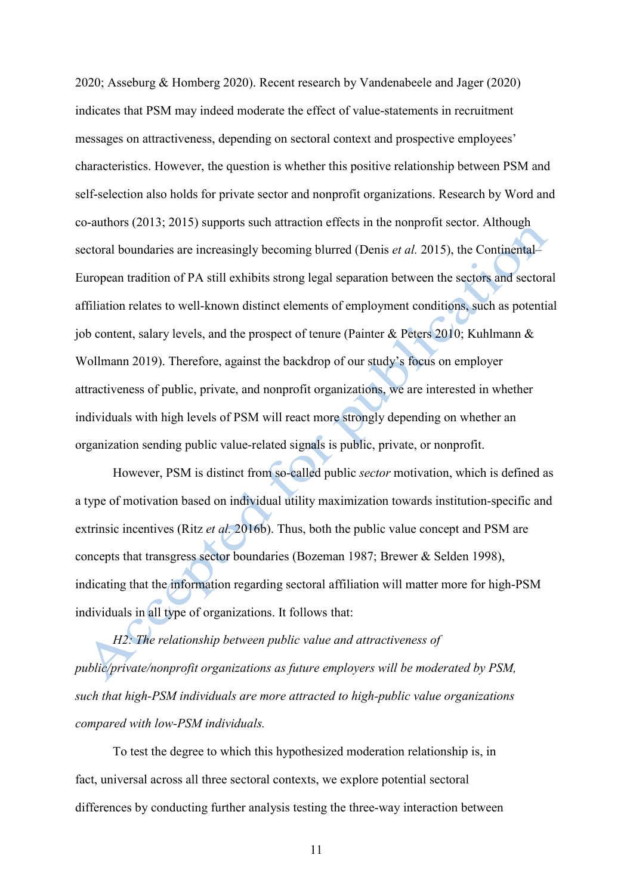2020; Asseburg & Homberg 2020). Recent research by Vandenabeele and Jager (2020) indicates that PSM may indeed moderate the effect of value-statements in recruitment messages on attractiveness, depending on sectoral context and prospective employees' characteristics. However, the question is whether this positive relationship between PSM and self-selection also holds for private sector and nonprofit organizations. Research by Word and co-authors (2013; 2015) supports such attraction effects in the nonprofit sector. Although sectoral boundaries are increasingly becoming blurred (Denis *et al.* 2015), the Continental–European tradition of PA still exhibits strong legal separation between the sectors and sectoral affiliation relates to well-known distinct elements of employment conditions, such as potential job content, salary levels, and the prospect of tenure (Painter & Peters 2010; Kuhlmann & Wollmann 2019). Therefore, against the backdrop of our study's focus on employer attractiveness of public, private, and nonprofit organizations, we are interested in whether individuals with high levels of PSM will react more strongly depending on whether an organization sending public value-related signals is public, private, or nonprofit.

However, PSM is distinct from so-called public *sector* motivation, which is defined as a type of motivation based on individual utility maximization towards institution-specific and extrinsic incentives (Ritz *et al.* 2016b). Thus, both the public value concept and PSM are concepts that transgress sector boundaries (Bozeman 1987; Brewer & Selden 1998), indicating that the information regarding sectoral affiliation will matter more for high-PSM individuals in all type of organizations. It follows that:

*H2: The relationship between public value and attractiveness of public/private/nonprofit organizations as future employers will be moderated by PSM, such that high-PSM individuals are more attracted to high-public value organizations compared with low-PSM individuals.*

To test the degree to which this hypothesized moderation relationship is, in fact, universal across all three sectoral contexts, we explore potential sectoral differences by conducting further analysis testing the three-way interaction between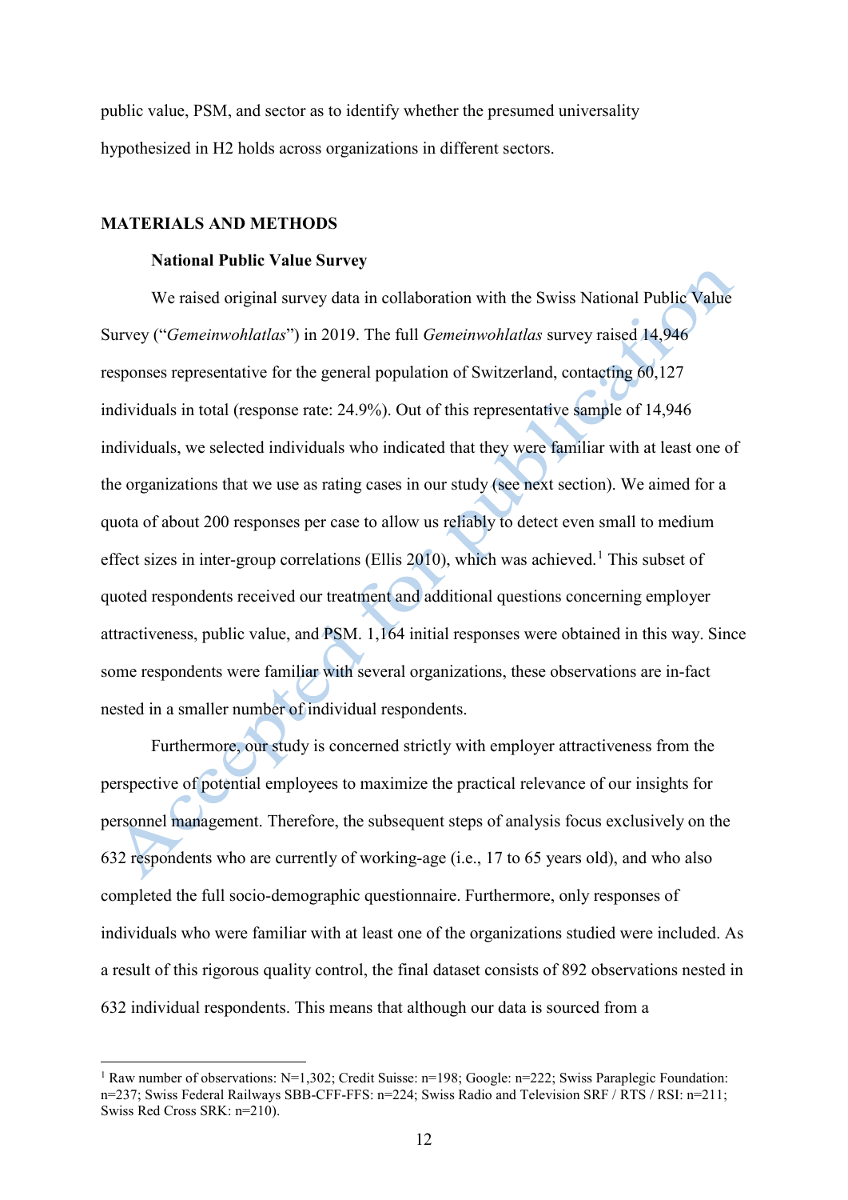public value, PSM, and sector as to identify whether the presumed universality hypothesized in H2 holds across organizations in different sectors.

## MATERIALS AND METHODS

### National Public Value Survey

We raised original survey data in collaboration with the Swiss National Public Value Survey ("*Gemeinwohlatlas*") in 2019. The full *Gemeinwohlatlas* survey raised 14,946 responses representative for the general population of Switzerland, contacting 60,127 individuals in total (response rate: 24.9%). Out of this representative sample of 14,946 individuals, we selected individuals who indicated that they were familiar with at least one of the organizations that we use as rating cases in our study (see next section). We aimed for a quota of about 200 responses per case to allow us reliably to detect even small to medium effect sizes in inter-group correlations (Ellis 2010), which was achieved.[1] This subset of quoted respondents received our treatment and additional questions concerning employer attractiveness, public value, and PSM. 1,164 initial responses were obtained in this way. Since some respondents were familiar with several organizations, these observations are in-fact nested in a smaller number of individual respondents.

Furthermore, our study is concerned strictly with employer attractiveness from the perspective of potential employees to maximize the practical relevance of our insights for personnel management. Therefore, the subsequent steps of analysis focus exclusively on the 632 respondents who are currently of working-age (i.e., 17 to 65 years old), and who also completed the full socio-demographic questionnaire. Furthermore, only responses of individuals who were familiar with at least one of the organizations studied were included. As a result of this rigorous quality control, the final dataset consists of 892 observations nested in 632 individual respondents. This means that although our data is sourced from a

[1] Raw number of observations: N=1,302; Credit Suisse: n=198; Google: n=222; Swiss Paraplegic Foundation: n=237; Swiss Federal Railways SBB-CFF-FFS: n=224; Swiss Radio and Television SRF / RTS / RSI: n=211; Swiss Red Cross SRK: n=210).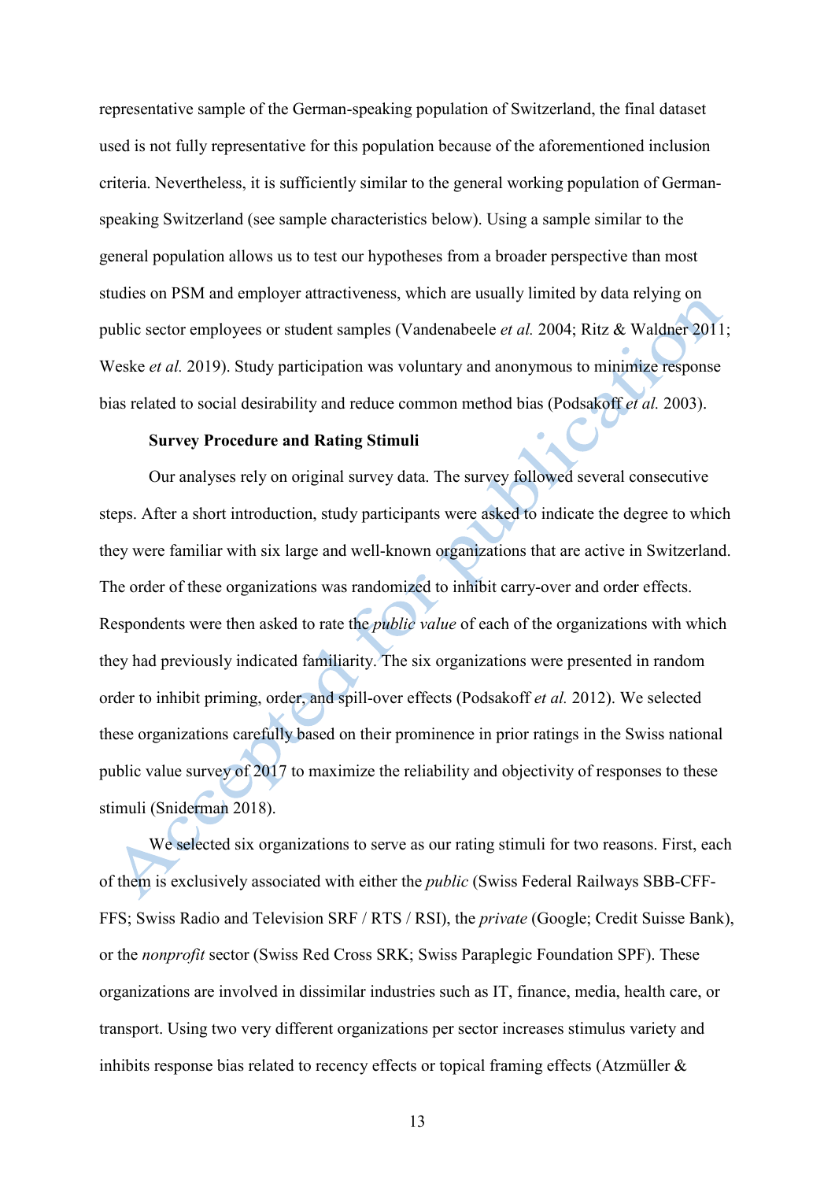representative sample of the German-speaking population of Switzerland, the final dataset used is not fully representative for this population because of the aforementioned inclusion criteria. Nevertheless, it is sufficiently similar to the general working population of German-speaking Switzerland (see sample characteristics below). Using a sample similar to the general population allows us to test our hypotheses from a broader perspective than most studies on PSM and employer attractiveness, which are usually limited by data relying on public sector employees or student samples (Vandenabeele *et al.* 2004; Ritz & Waldner 2011; Weske *et al.* 2019). Study participation was voluntary and anonymous to minimize response bias related to social desirability and reduce common method bias (Podsakoff *et al.* 2003).

**Survey Procedure and Rating Stimuli**

Our analyses rely on original survey data. The survey followed several consecutive steps. After a short introduction, study participants were asked to indicate the degree to which they were familiar with six large and well-known organizations that are active in Switzerland. The order of these organizations was randomized to inhibit carry-over and order effects. Respondents were then asked to rate the *public value* of each of the organizations with which they had previously indicated familiarity. The six organizations were presented in random order to inhibit priming, order, and spill-over effects (Podsakoff *et al.* 2012). We selected these organizations carefully based on their prominence in prior ratings in the Swiss national public value survey of 2017 to maximize the reliability and objectivity of responses to these stimuli (Sniderman 2018).

We selected six organizations to serve as our rating stimuli for two reasons. First, each of them is exclusively associated with either the *public* (Swiss Federal Railways SBB-CFF-FFS; Swiss Radio and Television SRF / RTS / RSI), the *private* (Google; Credit Suisse Bank), or the *nonprofit* sector (Swiss Red Cross SRK; Swiss Paraplegic Foundation SPF). These organizations are involved in dissimilar industries such as IT, finance, media, health care, or transport. Using two very different organizations per sector increases stimulus variety and inhibits response bias related to recency effects or topical framing effects (Atzmüller &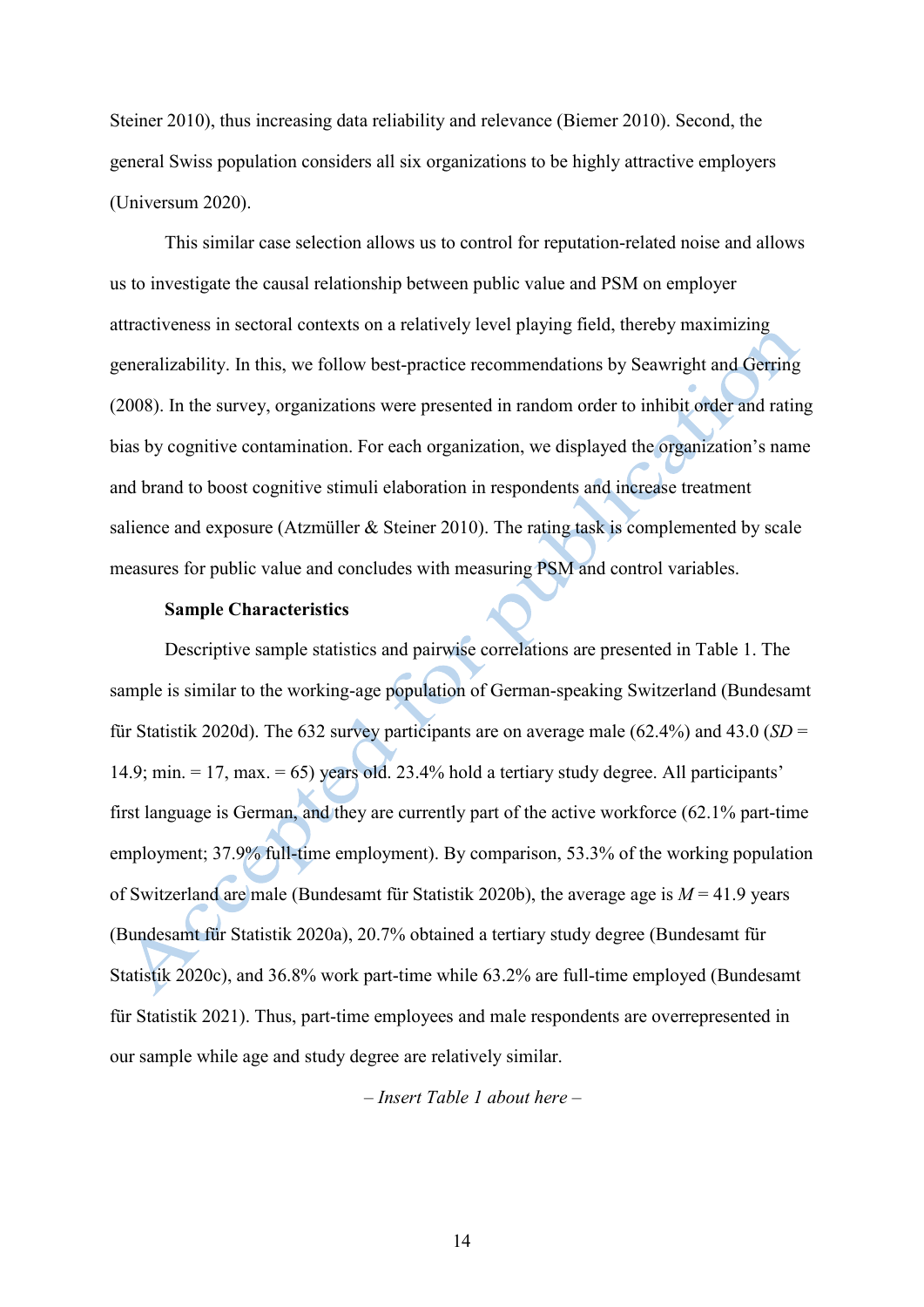Steiner 2010), thus increasing data reliability and relevance (Biemer 2010). Second, the general Swiss population considers all six organizations to be highly attractive employers (Universum 2020).

This similar case selection allows us to control for reputation-related noise and allows us to investigate the causal relationship between public value and PSM on employer attractiveness in sectoral contexts on a relatively level playing field, thereby maximizing generalizability. In this, we follow best-practice recommendations by Seawright and Gerring (2008). In the survey, organizations were presented in random order to inhibit order and rating bias by cognitive contamination. For each organization, we displayed the organization's name and brand to boost cognitive stimuli elaboration in respondents and increase treatment salience and exposure (Atzmüller & Steiner 2010). The rating task is complemented by scale measures for public value and concludes with measuring PSM and control variables.

**Sample Characteristics**

Descriptive sample statistics and pairwise correlations are presented in Table 1. The sample is similar to the working-age population of German-speaking Switzerland (Bundesamt für Statistik 2020d). The 632 survey participants are on average male (62.4%) and 43.0 (*SD* = 14.9; min. = 17, max. = 65) years old. 23.4% hold a tertiary study degree. All participants' first language is German, and they are currently part of the active workforce (62.1% part-time employment; 37.9% full-time employment). By comparison, 53.3% of the working population of Switzerland are male (Bundesamt für Statistik 2020b), the average age is *M* = 41.9 years (Bundesamt für Statistik 2020a), 20.7% obtained a tertiary study degree (Bundesamt für Statistik 2020c), and 36.8% work part-time while 63.2% are full-time employed (Bundesamt für Statistik 2021). Thus, part-time employees and male respondents are overrepresented in our sample while age and study degree are relatively similar.

*– Insert Table 1 about here –*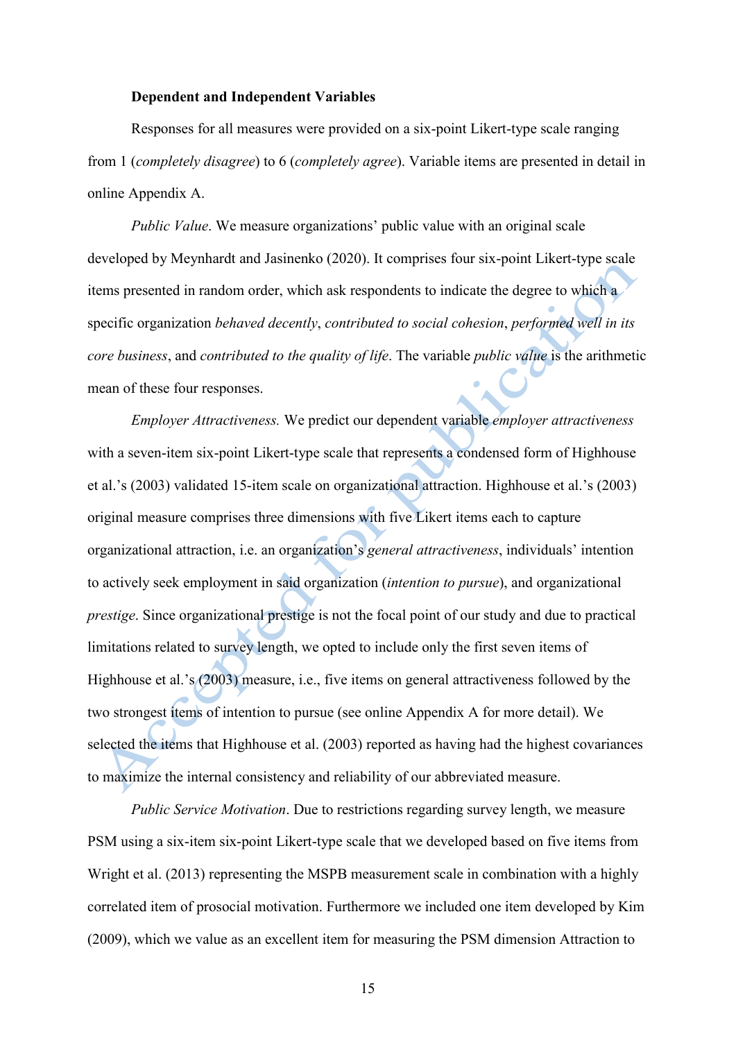### Dependent and Independent Variables

Responses for all measures were provided on a six-point Likert-type scale ranging from 1 (*completely disagree*) to 6 (*completely agree*). Variable items are presented in detail in online Appendix A.

*Public Value*. We measure organizations' public value with an original scale developed by Meynhardt and Jasinenko (2020). It comprises four six-point Likert-type scale items presented in random order, which ask respondents to indicate the degree to which a specific organization *behaved decently*, *contributed to social cohesion*, *performed well in its core business*, and *contributed to the quality of life*. The variable *public value* is the arithmetic mean of these four responses.

*Employer Attractiveness.* We predict our dependent variable *employer attractiveness* with a seven-item six-point Likert-type scale that represents a condensed form of Highhouse et al.'s (2003) validated 15-item scale on organizational attraction. Highhouse et al.'s (2003) original measure comprises three dimensions with five Likert items each to capture organizational attraction, i.e. an organization's *general attractiveness*, individuals' intention to actively seek employment in said organization (*intention to pursue*), and organizational *prestige*. Since organizational prestige is not the focal point of our study and due to practical limitations related to survey length, we opted to include only the first seven items of Highhouse et al.'s (2003) measure, i.e., five items on general attractiveness followed by the two strongest items of intention to pursue (see online Appendix A for more detail). We selected the items that Highhouse et al. (2003) reported as having had the highest covariances to maximize the internal consistency and reliability of our abbreviated measure.

*Public Service Motivation*. Due to restrictions regarding survey length, we measure PSM using a six-item six-point Likert-type scale that we developed based on five items from Wright et al. (2013) representing the MSPB measurement scale in combination with a highly correlated item of prosocial motivation. Furthermore we included one item developed by Kim (2009), which we value as an excellent item for measuring the PSM dimension Attraction to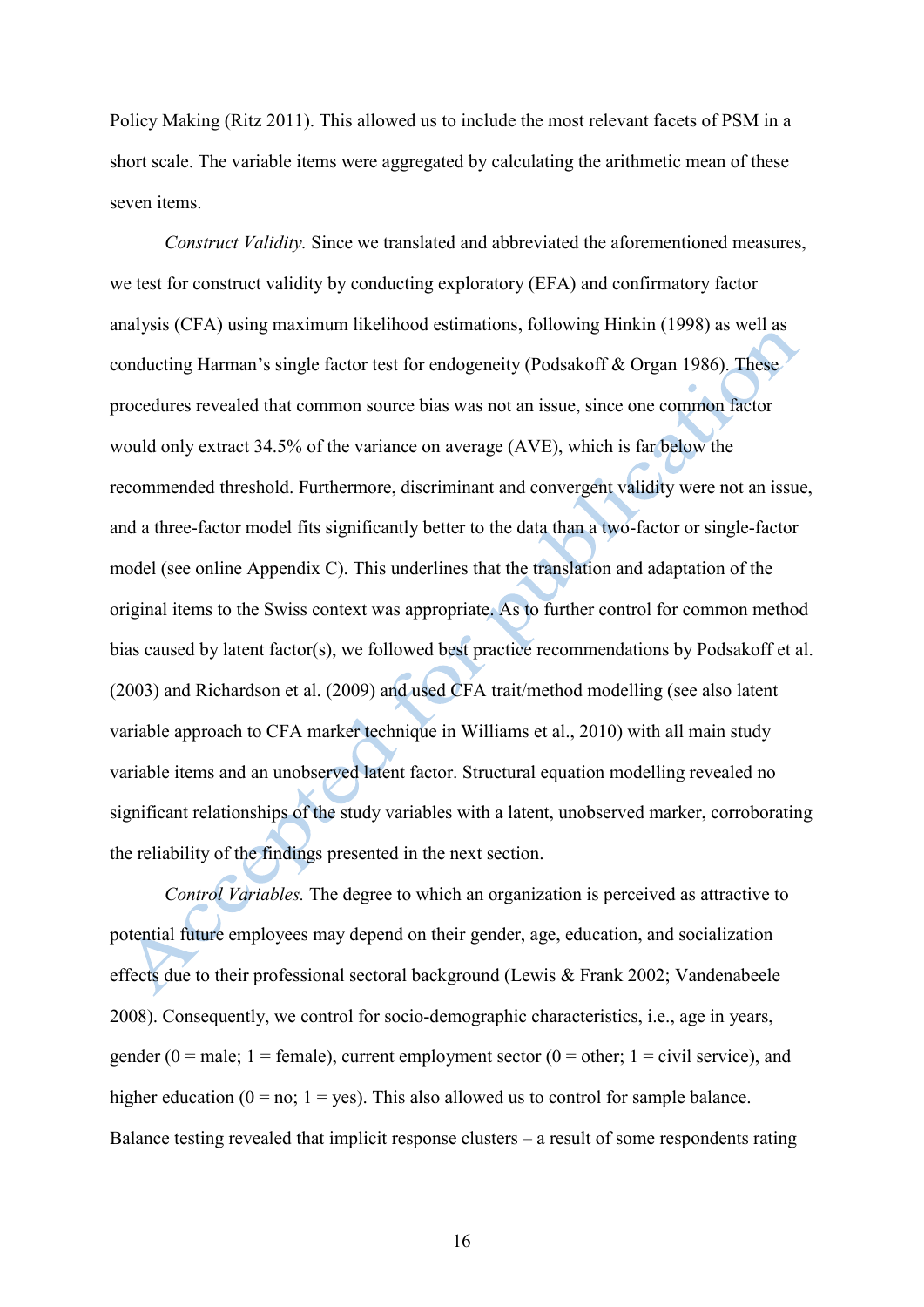Policy Making (Ritz 2011). This allowed us to include the most relevant facets of PSM in a short scale. The variable items were aggregated by calculating the arithmetic mean of these seven items.

*Construct Validity.* Since we translated and abbreviated the aforementioned measures, we test for construct validity by conducting exploratory (EFA) and confirmatory factor analysis (CFA) using maximum likelihood estimations, following Hinkin (1998) as well as conducting Harman's single factor test for endogeneity (Podsakoff & Organ 1986). These procedures revealed that common source bias was not an issue, since one common factor would only extract 34.5% of the variance on average (AVE), which is far below the recommended threshold. Furthermore, discriminant and convergent validity were not an issue, and a three-factor model fits significantly better to the data than a two-factor or single-factor model (see online Appendix C). This underlines that the translation and adaptation of the original items to the Swiss context was appropriate. As to further control for common method bias caused by latent factor(s), we followed best practice recommendations by Podsakoff et al. (2003) and Richardson et al. (2009) and used CFA trait/method modelling (see also latent variable approach to CFA marker technique in Williams et al., 2010) with all main study variable items and an unobserved latent factor. Structural equation modelling revealed no significant relationships of the study variables with a latent, unobserved marker, corroborating the reliability of the findings presented in the next section.

*Control Variables.* The degree to which an organization is perceived as attractive to potential future employees may depend on their gender, age, education, and socialization effects due to their professional sectoral background (Lewis & Frank 2002; Vandenabeele 2008). Consequently, we control for socio-demographic characteristics, i.e., age in years, gender (0 = male; 1 = female), current employment sector (0 = other; 1 = civil service), and higher education (0 = no; 1 = yes). This also allowed us to control for sample balance. Balance testing revealed that implicit response clusters – a result of some respondents rating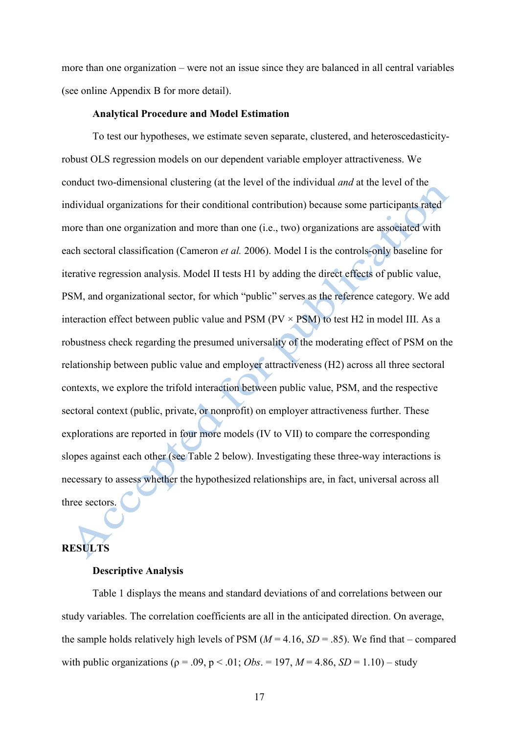more than one organization – were not an issue since they are balanced in all central variables (see online Appendix B for more detail).

### Analytical Procedure and Model Estimation

To test our hypotheses, we estimate seven separate, clustered, and heteroscedasticity-robust OLS regression models on our dependent variable employer attractiveness. We conduct two-dimensional clustering (at the level of the individual *and* at the level of the individual organizations for their conditional contribution) because some participants rated more than one organization and more than one (i.e., two) organizations are associated with each sectoral classification (Cameron *et al.* 2006). Model I is the controls-only baseline for iterative regression analysis. Model II tests H1 by adding the direct effects of public value, PSM, and organizational sector, for which "public" serves as the reference category. We add interaction effect between public value and PSM (PV × PSM) to test H2 in model III. As a robustness check regarding the presumed universality of the moderating effect of PSM on the relationship between public value and employer attractiveness (H2) across all three sectoral contexts, we explore the trifold interaction between public value, PSM, and the respective sectoral context (public, private, or nonprofit) on employer attractiveness further. These explorations are reported in four more models (IV to VII) to compare the corresponding slopes against each other (see Table 2 below). Investigating these three-way interactions is necessary to assess whether the hypothesized relationships are, in fact, universal across all three sectors.

## RESULTS

### Descriptive Analysis

Table 1 displays the means and standard deviations of and correlations between our study variables. The correlation coefficients are all in the anticipated direction. On average, the sample holds relatively high levels of PSM ($M = 4.16$, $SD = .85$). We find that – compared with public organizations ($\rho = .09$, $p < .01$; *Obs*. = 197, $M = 4.86$, $SD = 1.10$) – study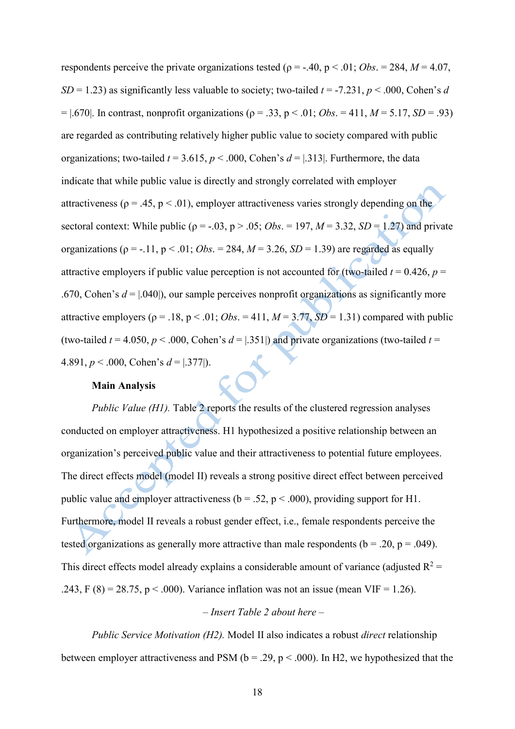respondents perceive the private organizations tested ($\rho = -.40$, $p < .01$; *Obs*. = 284, $M = 4.07$, $SD = 1.23$) as significantly less valuable to society; two-tailed $t = -7.231$, $p < .000$, Cohen's $d = |.670|$. In contrast, nonprofit organizations ($\rho = .33$, $p < .01$; *Obs*. = 411, $M = 5.17$, $SD = .93$) are regarded as contributing relatively higher public value to society compared with public organizations; two-tailed $t = 3.615$, $p < .000$, Cohen's $d = |.313|$. Furthermore, the data indicate that while public value is directly and strongly correlated with employer attractiveness ($\rho = .45$, $p < .01$), employer attractiveness varies strongly depending on the sectoral context: While public ($\rho = -.03$, $p > .05$; *Obs*. = 197, $M = 3.32$, $SD = 1.27$) and private organizations ($\rho = -.11$, $p < .01$; *Obs*. = 284, $M = 3.26$, $SD = 1.39$) are regarded as equally attractive employers if public value perception is not accounted for (two-tailed $t = 0.426$, $p = .670$, Cohen's $d = |.040|$), our sample perceives nonprofit organizations as significantly more attractive employers ($\rho = .18$, $p < .01$; *Obs*. = 411, $M = 3.77$, $SD = 1.31$) compared with public (two-tailed $t = 4.050$, $p < .000$, Cohen's $d = |.351|$) and private organizations (two-tailed $t = 4.891$, $p < .000$, Cohen's $d = |.377|$).

**Main Analysis**

*Public Value (H1).* Table 2 reports the results of the clustered regression analyses conducted on employer attractiveness. H1 hypothesized a positive relationship between an organization's perceived public value and their attractiveness to potential future employees. The direct effects model (model II) reveals a strong positive direct effect between perceived public value and employer attractiveness ($b = .52$, $p < .000$), providing support for H1. Furthermore, model II reveals a robust gender effect, i.e., female respondents perceive the tested organizations as generally more attractive than male respondents ($b = .20$, $p = .049$). This direct effects model already explains a considerable amount of variance (adjusted $R^2 = .243$, $F(8) = 28.75$, $p < .000$). Variance inflation was not an issue (mean VIF = 1.26).

*– Insert Table 2 about here –*

*Public Service Motivation (H2).* Model II also indicates a robust *direct* relationship between employer attractiveness and PSM ($b = .29$, $p < .000$). In H2, we hypothesized that the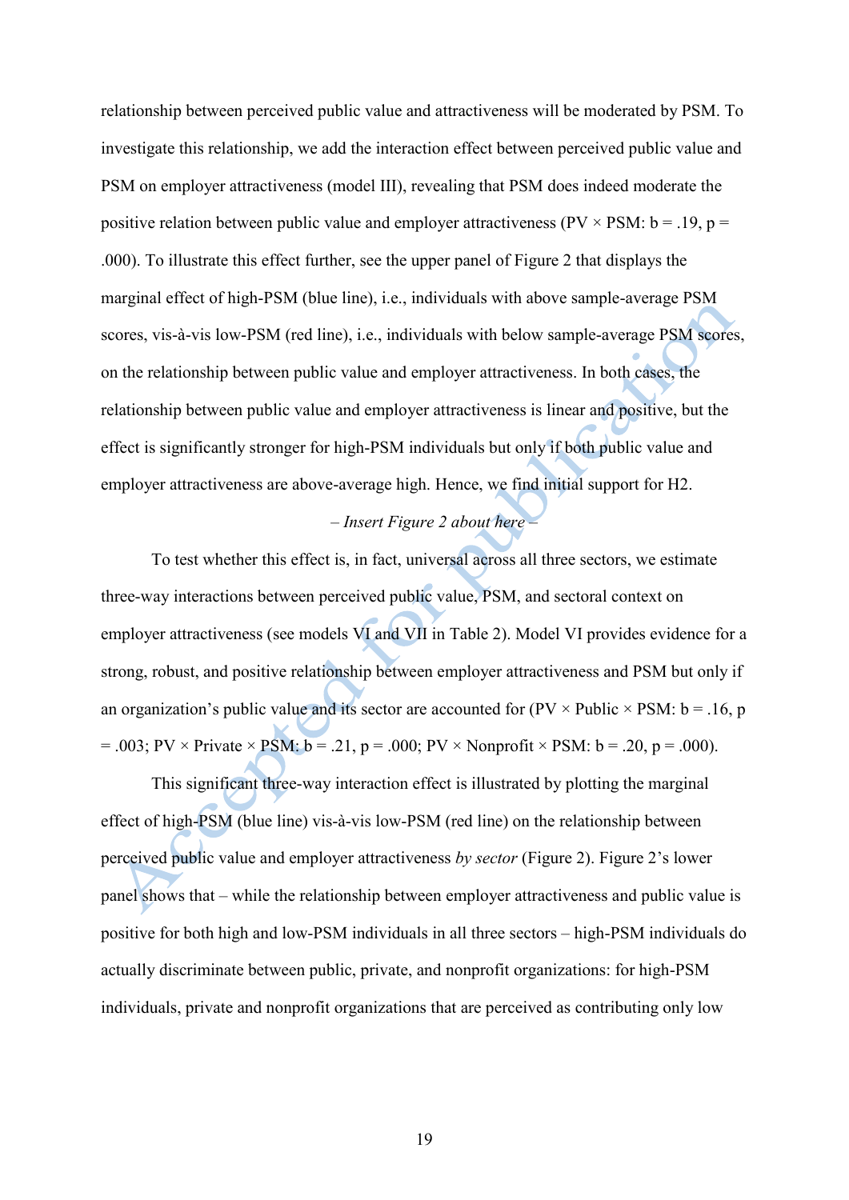relationship between perceived public value and attractiveness will be moderated by PSM. To investigate this relationship, we add the interaction effect between perceived public value and PSM on employer attractiveness (model III), revealing that PSM does indeed moderate the positive relation between public value and employer attractiveness (PV × PSM: b = .19, p = .000). To illustrate this effect further, see the upper panel of Figure 2 that displays the marginal effect of high-PSM (blue line), i.e., individuals with above sample-average PSM scores, vis-à-vis low-PSM (red line), i.e., individuals with below sample-average PSM scores, on the relationship between public value and employer attractiveness. In both cases, the relationship between public value and employer attractiveness is linear and positive, but the effect is significantly stronger for high-PSM individuals but only if both public value and employer attractiveness are above-average high. Hence, we find initial support for H2.

*– Insert Figure 2 about here –*

To test whether this effect is, in fact, universal across all three sectors, we estimate three-way interactions between perceived public value, PSM, and sectoral context on employer attractiveness (see models VI and VII in Table 2). Model VI provides evidence for a strong, robust, and positive relationship between employer attractiveness and PSM but only if an organization's public value and its sector are accounted for (PV × Public × PSM: b = .16, p = .003; PV × Private × PSM: b = .21, p = .000; PV × Nonprofit × PSM: b = .20, p = .000).

This significant three-way interaction effect is illustrated by plotting the marginal effect of high-PSM (blue line) vis-à-vis low-PSM (red line) on the relationship between perceived public value and employer attractiveness *by sector* (Figure 2). Figure 2's lower panel shows that – while the relationship between employer attractiveness and public value is positive for both high and low-PSM individuals in all three sectors – high-PSM individuals do actually discriminate between public, private, and nonprofit organizations: for high-PSM individuals, private and nonprofit organizations that are perceived as contributing only low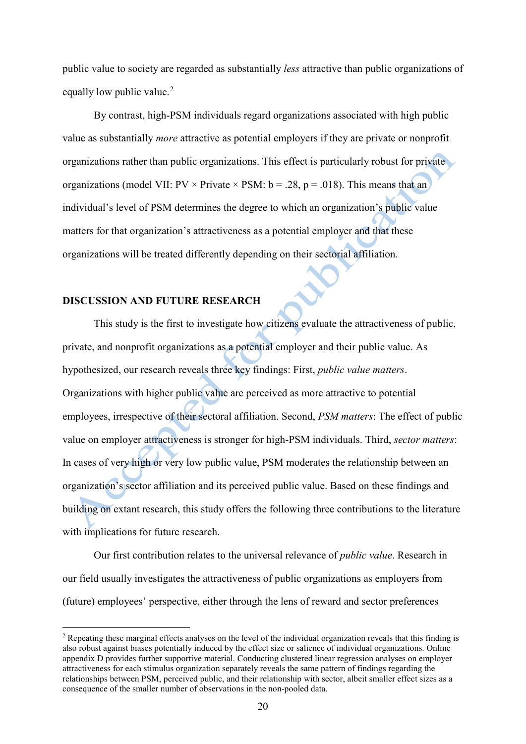public value to society are regarded as substantially *less* attractive than public organizations of equally low public value.[2]

By contrast, high-PSM individuals regard organizations associated with high public value as substantially *more* attractive as potential employers if they are private or nonprofit organizations rather than public organizations. This effect is particularly robust for private organizations (model VII: PV × Private × PSM: $b = .28$, $p = .018$). This means that an individual's level of PSM determines the degree to which an organization's public value matters for that organization's attractiveness as a potential employer and that these organizations will be treated differently depending on their sectorial affiliation.

## DISCUSSION AND FUTURE RESEARCH

This study is the first to investigate how citizens evaluate the attractiveness of public, private, and nonprofit organizations as a potential employer and their public value. As hypothesized, our research reveals three key findings: First, *public value matters*. Organizations with higher public value are perceived as more attractive to potential employees, irrespective of their sectoral affiliation. Second, *PSM matters*: The effect of public value on employer attractiveness is stronger for high-PSM individuals. Third, *sector matters*: In cases of very high or very low public value, PSM moderates the relationship between an organization's sector affiliation and its perceived public value. Based on these findings and building on extant research, this study offers the following three contributions to the literature with implications for future research.

Our first contribution relates to the universal relevance of *public value*. Research in our field usually investigates the attractiveness of public organizations as employers from (future) employees' perspective, either through the lens of reward and sector preferences

---

[2] Repeating these marginal effects analyses on the level of the individual organization reveals that this finding is also robust against biases potentially induced by the effect size or salience of individual organizations. Online appendix D provides further supportive material. Conducting clustered linear regression analyses on employer attractiveness for each stimulus organization separately reveals the same pattern of findings regarding the relationships between PSM, perceived public, and their relationship with sector, albeit smaller effect sizes as a consequence of the smaller number of observations in the non-pooled data.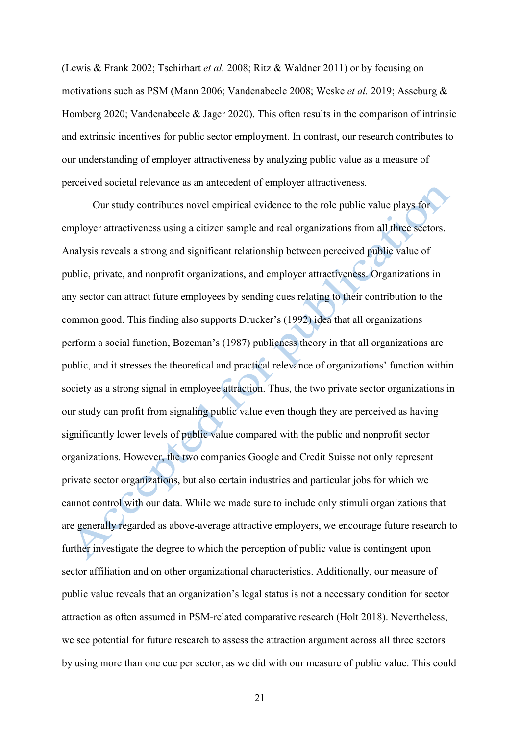(Lewis & Frank 2002; Tschirhart *et al.* 2008; Ritz & Waldner 2011) or by focusing on motivations such as PSM (Mann 2006; Vandenabeele 2008; Weske *et al.* 2019; Asseburg & Homberg 2020; Vandenabeele & Jager 2020). This often results in the comparison of intrinsic and extrinsic incentives for public sector employment. In contrast, our research contributes to our understanding of employer attractiveness by analyzing public value as a measure of perceived societal relevance as an antecedent of employer attractiveness.

Our study contributes novel empirical evidence to the role public value plays for employer attractiveness using a citizen sample and real organizations from all three sectors. Analysis reveals a strong and significant relationship between perceived public value of public, private, and nonprofit organizations, and employer attractiveness. Organizations in any sector can attract future employees by sending cues relating to their contribution to the common good. This finding also supports Drucker's (1992) idea that all organizations perform a social function, Bozeman's (1987) publicness theory in that all organizations are public, and it stresses the theoretical and practical relevance of organizations' function within society as a strong signal in employee attraction. Thus, the two private sector organizations in our study can profit from signaling public value even though they are perceived as having significantly lower levels of public value compared with the public and nonprofit sector organizations. However, the two companies Google and Credit Suisse not only represent private sector organizations, but also certain industries and particular jobs for which we cannot control with our data. While we made sure to include only stimuli organizations that are generally regarded as above-average attractive employers, we encourage future research to further investigate the degree to which the perception of public value is contingent upon sector affiliation and on other organizational characteristics. Additionally, our measure of public value reveals that an organization's legal status is not a necessary condition for sector attraction as often assumed in PSM-related comparative research (Holt 2018). Nevertheless, we see potential for future research to assess the attraction argument across all three sectors by using more than one cue per sector, as we did with our measure of public value. This could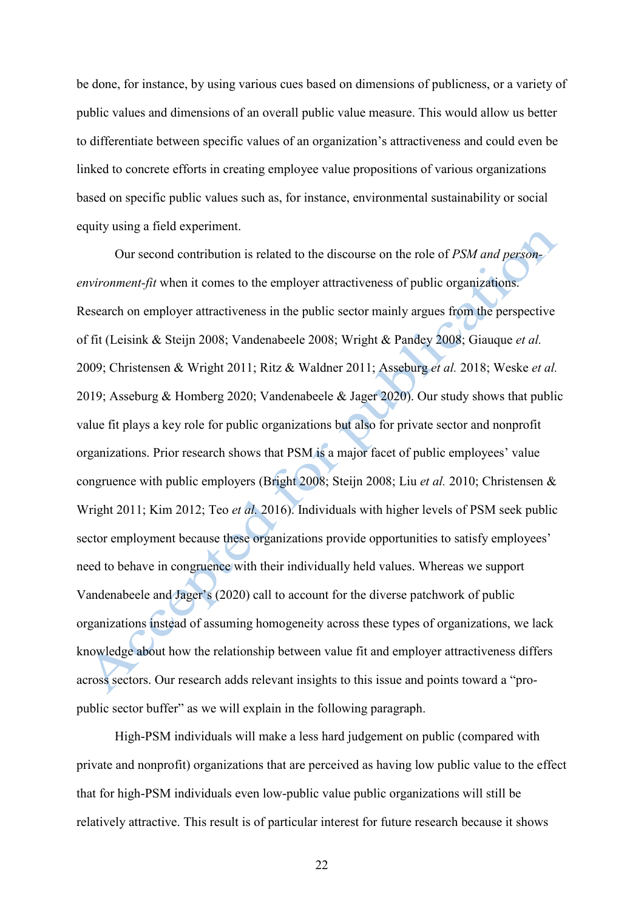be done, for instance, by using various cues based on dimensions of publicness, or a variety of public values and dimensions of an overall public value measure. This would allow us better to differentiate between specific values of an organization's attractiveness and could even be linked to concrete efforts in creating employee value propositions of various organizations based on specific public values such as, for instance, environmental sustainability or social equity using a field experiment.

Our second contribution is related to the discourse on the role of *PSM and person-environment-fit* when it comes to the employer attractiveness of public organizations. Research on employer attractiveness in the public sector mainly argues from the perspective of fit (Leisink & Steijn 2008; Vandenabeele 2008; Wright & Pandey 2008; Giauque *et al.* 2009; Christensen & Wright 2011; Ritz & Waldner 2011; Asseburg *et al.* 2018; Weske *et al.* 2019; Asseburg & Homberg 2020; Vandenabeele & Jager 2020). Our study shows that public value fit plays a key role for public organizations but also for private sector and nonprofit organizations. Prior research shows that PSM is a major facet of public employees' value congruence with public employers (Bright 2008; Steijn 2008; Liu *et al.* 2010; Christensen & Wright 2011; Kim 2012; Teo *et al.* 2016). Individuals with higher levels of PSM seek public sector employment because these organizations provide opportunities to satisfy employees' need to behave in congruence with their individually held values. Whereas we support Vandenabeele and Jager's (2020) call to account for the diverse patchwork of public organizations instead of assuming homogeneity across these types of organizations, we lack knowledge about how the relationship between value fit and employer attractiveness differs across sectors. Our research adds relevant insights to this issue and points toward a "pro-public sector buffer" as we will explain in the following paragraph.

High-PSM individuals will make a less hard judgement on public (compared with private and nonprofit) organizations that are perceived as having low public value to the effect that for high-PSM individuals even low-public value public organizations will still be relatively attractive. This result is of particular interest for future research because it shows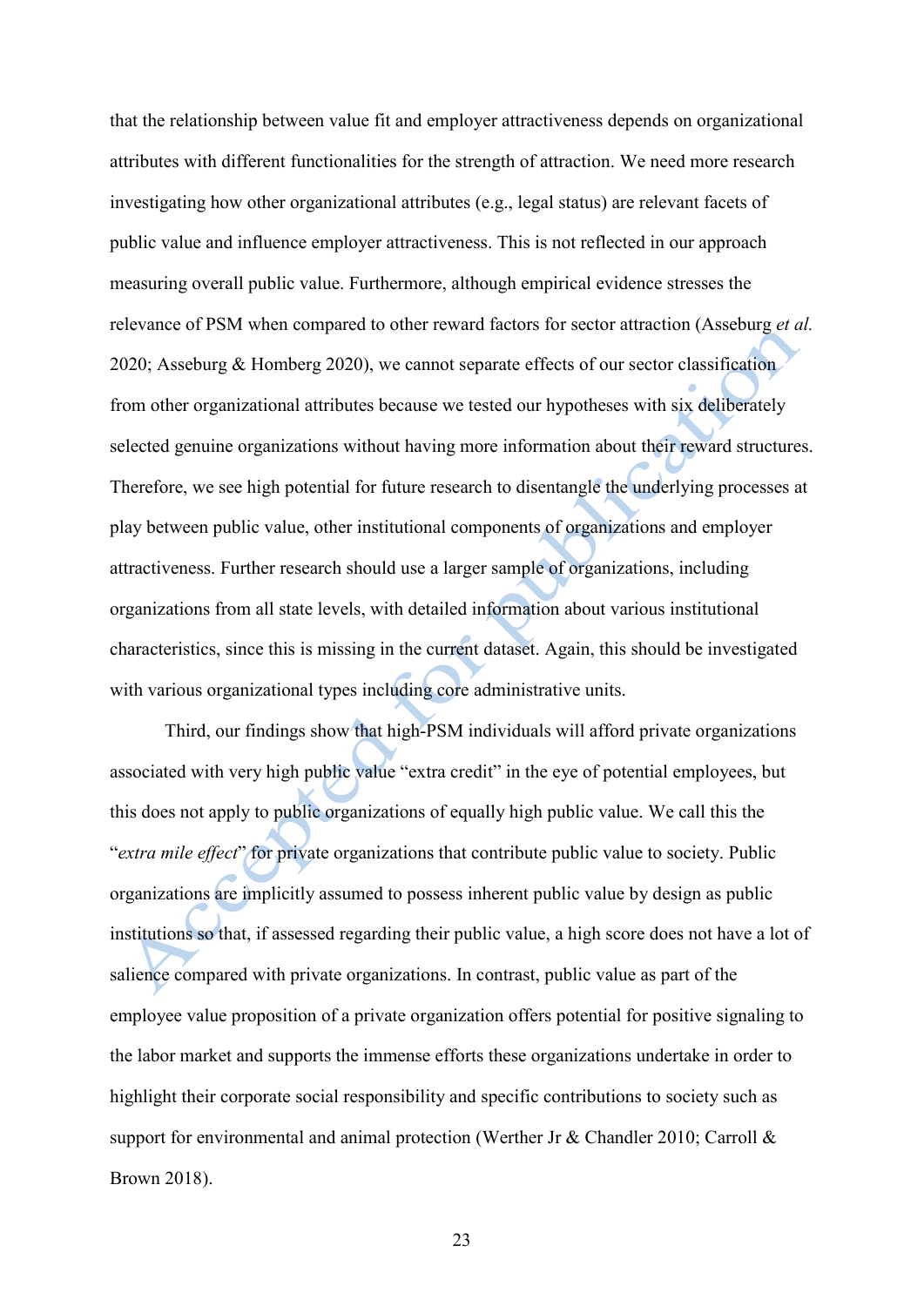that the relationship between value fit and employer attractiveness depends on organizational attributes with different functionalities for the strength of attraction. We need more research investigating how other organizational attributes (e.g., legal status) are relevant facets of public value and influence employer attractiveness. This is not reflected in our approach measuring overall public value. Furthermore, although empirical evidence stresses the relevance of PSM when compared to other reward factors for sector attraction (Asseburg *et al.* 2020; Asseburg & Homberg 2020), we cannot separate effects of our sector classification from other organizational attributes because we tested our hypotheses with six deliberately selected genuine organizations without having more information about their reward structures. Therefore, we see high potential for future research to disentangle the underlying processes at play between public value, other institutional components of organizations and employer attractiveness. Further research should use a larger sample of organizations, including organizations from all state levels, with detailed information about various institutional characteristics, since this is missing in the current dataset. Again, this should be investigated with various organizational types including core administrative units.

Third, our findings show that high-PSM individuals will afford private organizations associated with very high public value "extra credit" in the eye of potential employees, but this does not apply to public organizations of equally high public value. We call this the "*extra mile effect*" for private organizations that contribute public value to society. Public organizations are implicitly assumed to possess inherent public value by design as public institutions so that, if assessed regarding their public value, a high score does not have a lot of salience compared with private organizations. In contrast, public value as part of the employee value proposition of a private organization offers potential for positive signaling to the labor market and supports the immense efforts these organizations undertake in order to highlight their corporate social responsibility and specific contributions to society such as support for environmental and animal protection (Werther Jr & Chandler 2010; Carroll & Brown 2018).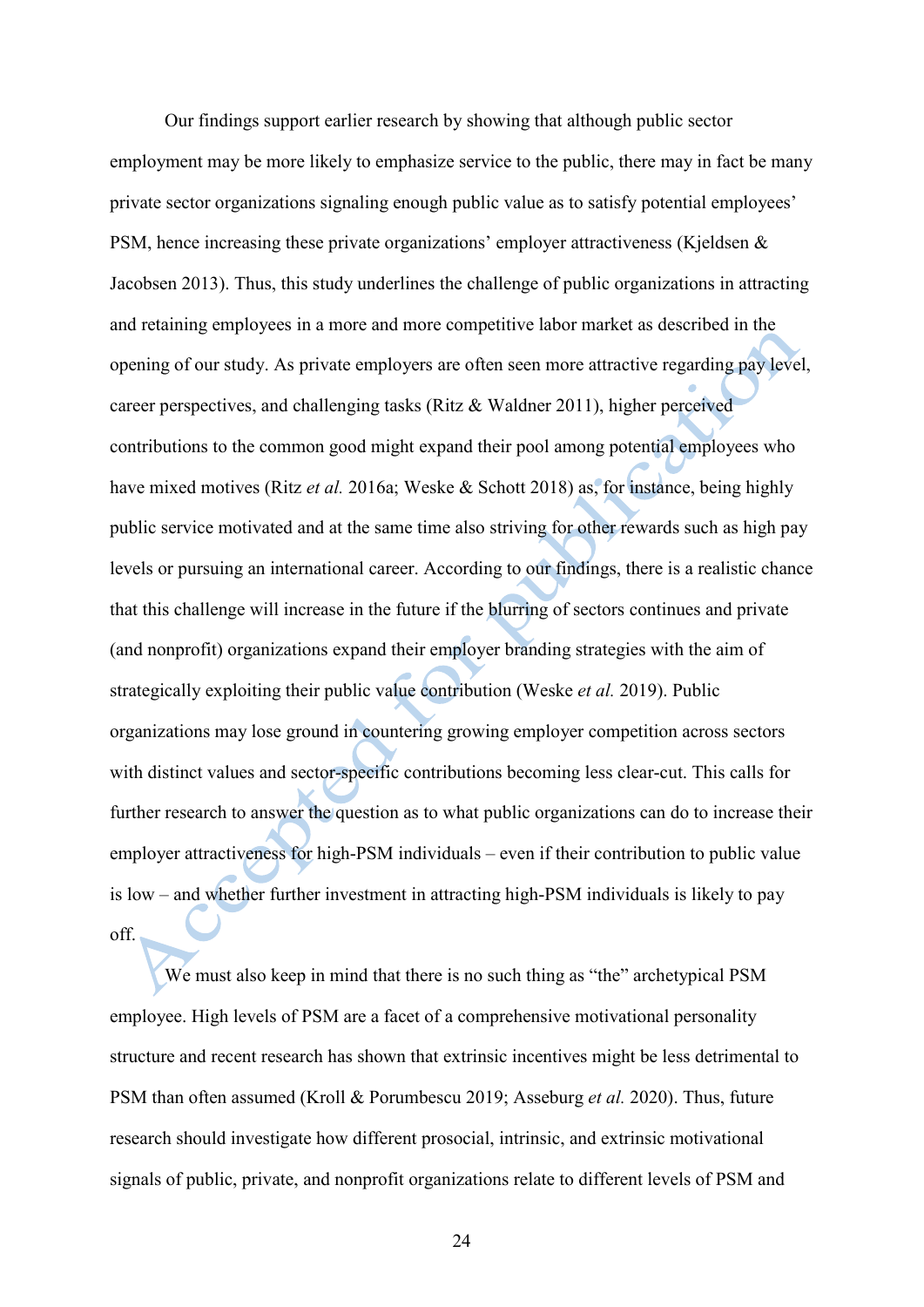Our findings support earlier research by showing that although public sector employment may be more likely to emphasize service to the public, there may in fact be many private sector organizations signaling enough public value as to satisfy potential employees' PSM, hence increasing these private organizations' employer attractiveness (Kjeldsen & Jacobsen 2013). Thus, this study underlines the challenge of public organizations in attracting and retaining employees in a more and more competitive labor market as described in the opening of our study. As private employers are often seen more attractive regarding pay level, career perspectives, and challenging tasks (Ritz & Waldner 2011), higher perceived contributions to the common good might expand their pool among potential employees who have mixed motives (Ritz *et al.* 2016a; Weske & Schott 2018) as, for instance, being highly public service motivated and at the same time also striving for other rewards such as high pay levels or pursuing an international career. According to our findings, there is a realistic chance that this challenge will increase in the future if the blurring of sectors continues and private (and nonprofit) organizations expand their employer branding strategies with the aim of strategically exploiting their public value contribution (Weske *et al.* 2019). Public organizations may lose ground in countering growing employer competition across sectors with distinct values and sector-specific contributions becoming less clear-cut. This calls for further research to answer the question as to what public organizations can do to increase their employer attractiveness for high-PSM individuals – even if their contribution to public value is low – and whether further investment in attracting high-PSM individuals is likely to pay off.

We must also keep in mind that there is no such thing as "the" archetypical PSM employee. High levels of PSM are a facet of a comprehensive motivational personality structure and recent research has shown that extrinsic incentives might be less detrimental to PSM than often assumed (Kroll & Porumbescu 2019; Asseburg *et al.* 2020). Thus, future research should investigate how different prosocial, intrinsic, and extrinsic motivational signals of public, private, and nonprofit organizations relate to different levels of PSM and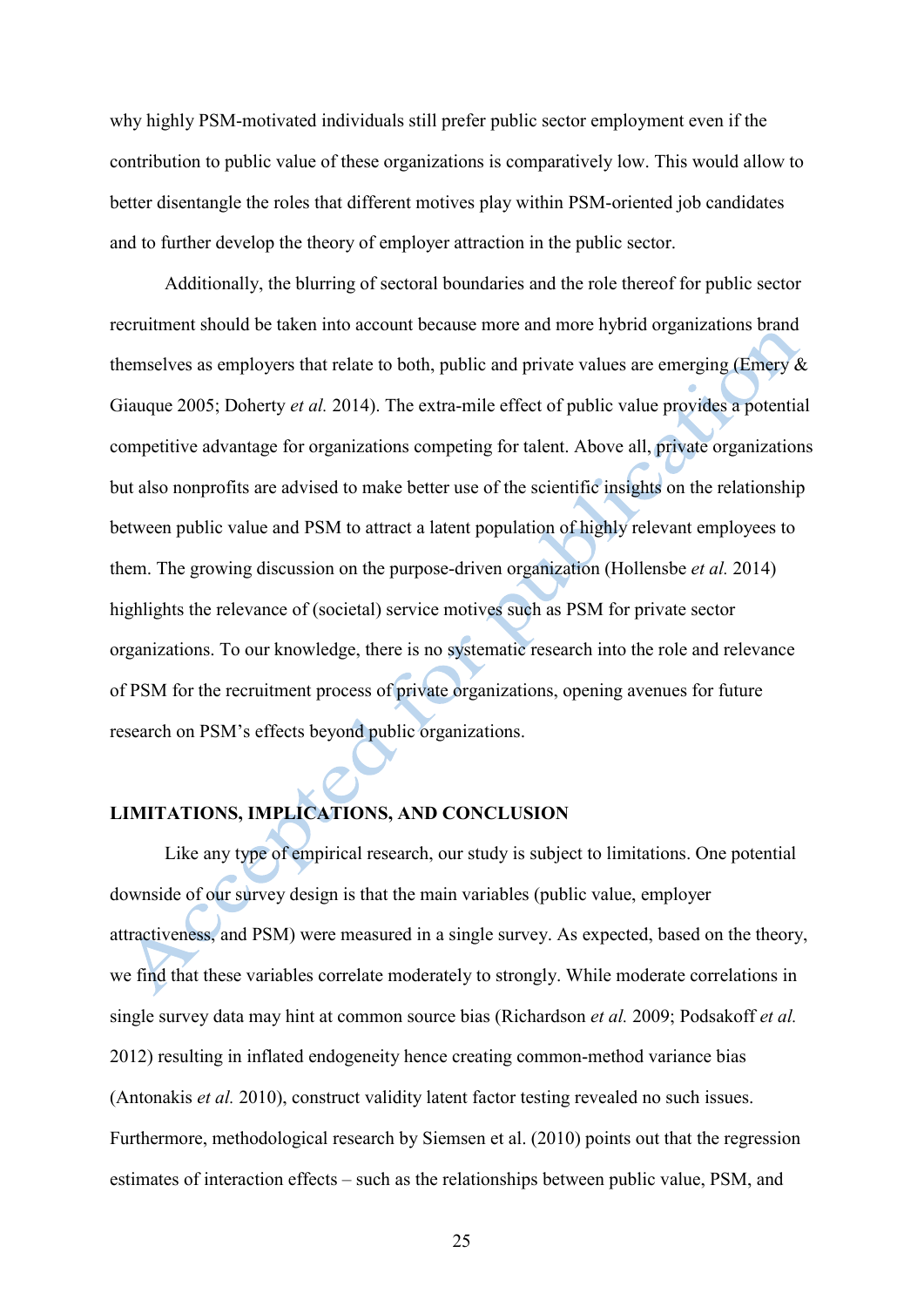why highly PSM-motivated individuals still prefer public sector employment even if the contribution to public value of these organizations is comparatively low. This would allow to better disentangle the roles that different motives play within PSM-oriented job candidates and to further develop the theory of employer attraction in the public sector.

Additionally, the blurring of sectoral boundaries and the role thereof for public sector recruitment should be taken into account because more and more hybrid organizations brand themselves as employers that relate to both, public and private values are emerging (Emery & Giauque 2005; Doherty *et al.* 2014). The extra-mile effect of public value provides a potential competitive advantage for organizations competing for talent. Above all, private organizations but also nonprofits are advised to make better use of the scientific insights on the relationship between public value and PSM to attract a latent population of highly relevant employees to them. The growing discussion on the purpose-driven organization (Hollensbe *et al.* 2014) highlights the relevance of (societal) service motives such as PSM for private sector organizations. To our knowledge, there is no systematic research into the role and relevance of PSM for the recruitment process of private organizations, opening avenues for future research on PSM's effects beyond public organizations.

## LIMITATIONS, IMPLICATIONS, AND CONCLUSION

Like any type of empirical research, our study is subject to limitations. One potential downside of our survey design is that the main variables (public value, employer attractiveness, and PSM) were measured in a single survey. As expected, based on the theory, we find that these variables correlate moderately to strongly. While moderate correlations in single survey data may hint at common source bias (Richardson *et al.* 2009; Podsakoff *et al.* 2012) resulting in inflated endogeneity hence creating common-method variance bias (Antonakis *et al.* 2010), construct validity latent factor testing revealed no such issues. Furthermore, methodological research by Siemsen et al. (2010) points out that the regression estimates of interaction effects – such as the relationships between public value, PSM, and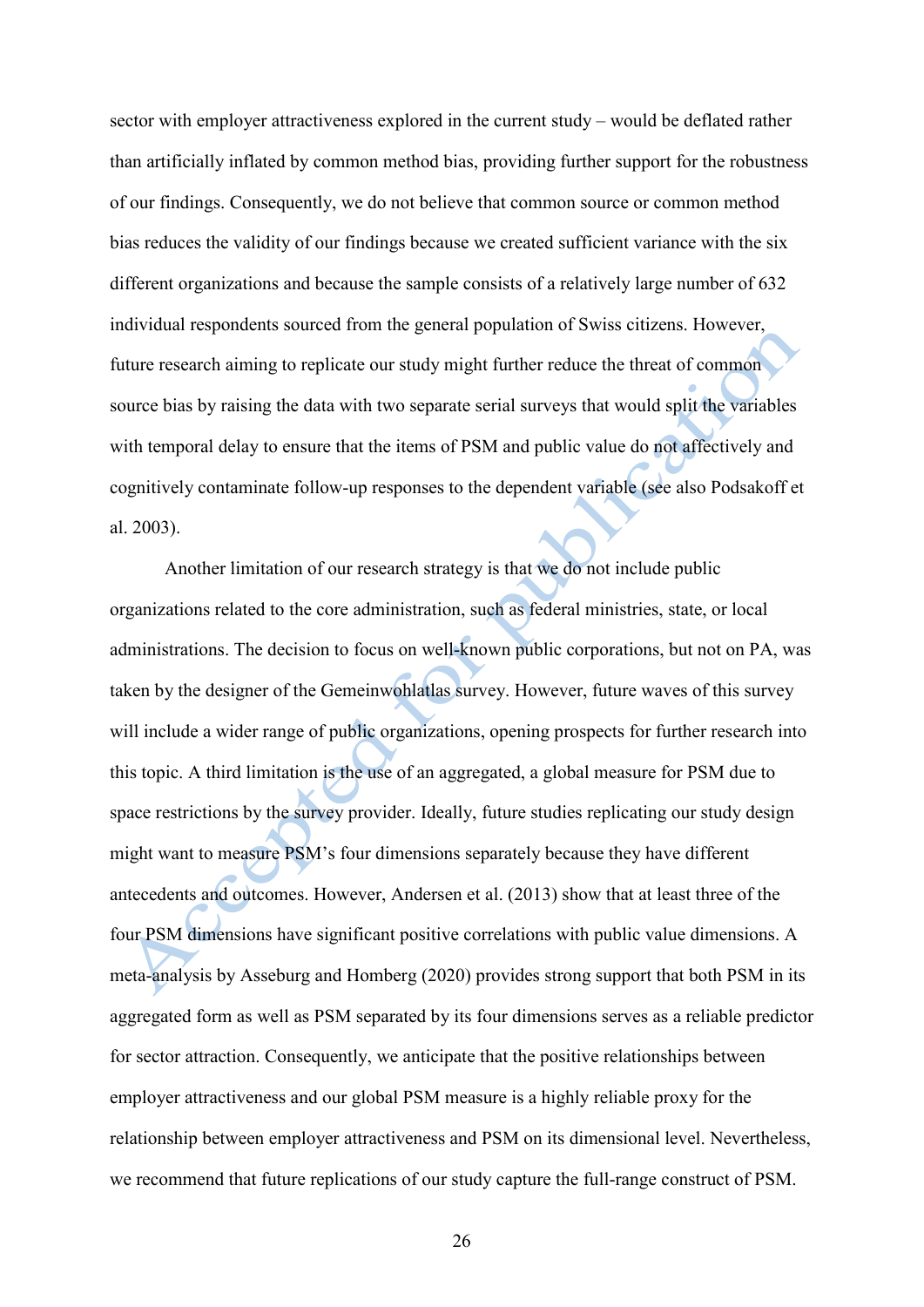sector with employer attractiveness explored in the current study – would be deflated rather than artificially inflated by common method bias, providing further support for the robustness of our findings. Consequently, we do not believe that common source or common method bias reduces the validity of our findings because we created sufficient variance with the six different organizations and because the sample consists of a relatively large number of 632 individual respondents sourced from the general population of Swiss citizens. However, future research aiming to replicate our study might further reduce the threat of common source bias by raising the data with two separate serial surveys that would split the variables with temporal delay to ensure that the items of PSM and public value do not affectively and cognitively contaminate follow-up responses to the dependent variable (see also Podsakoff et al. 2003).

Another limitation of our research strategy is that we do not include public organizations related to the core administration, such as federal ministries, state, or local administrations. The decision to focus on well-known public corporations, but not on PA, was taken by the designer of the Gemeinwohlatlas survey. However, future waves of this survey will include a wider range of public organizations, opening prospects for further research into this topic. A third limitation is the use of an aggregated, a global measure for PSM due to space restrictions by the survey provider. Ideally, future studies replicating our study design might want to measure PSM's four dimensions separately because they have different antecedents and outcomes. However, Andersen et al. (2013) show that at least three of the four PSM dimensions have significant positive correlations with public value dimensions. A meta-analysis by Asseburg and Homberg (2020) provides strong support that both PSM in its aggregated form as well as PSM separated by its four dimensions serves as a reliable predictor for sector attraction. Consequently, we anticipate that the positive relationships between employer attractiveness and our global PSM measure is a highly reliable proxy for the relationship between employer attractiveness and PSM on its dimensional level. Nevertheless, we recommend that future replications of our study capture the full-range construct of PSM.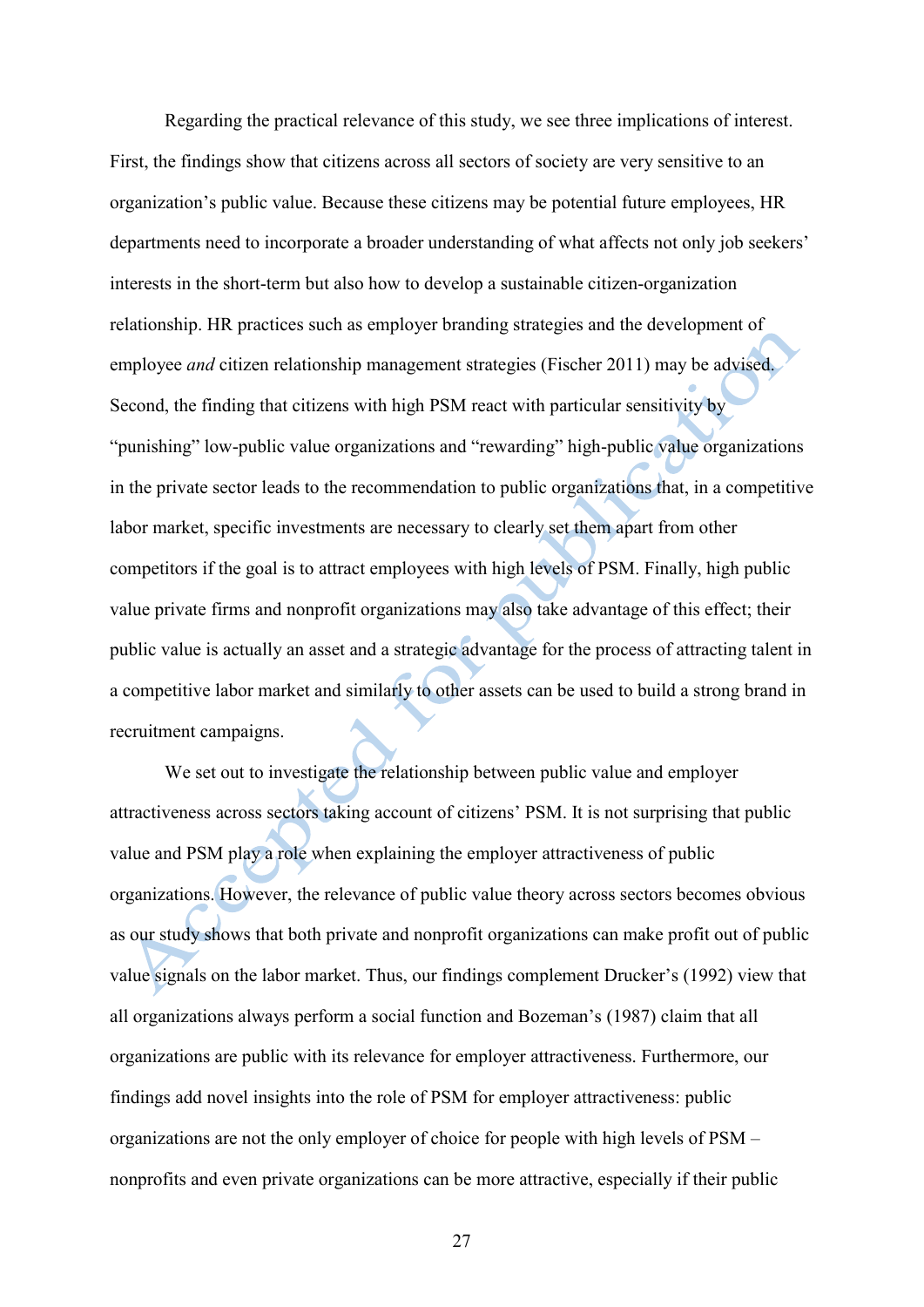Regarding the practical relevance of this study, we see three implications of interest. First, the findings show that citizens across all sectors of society are very sensitive to an organization's public value. Because these citizens may be potential future employees, HR departments need to incorporate a broader understanding of what affects not only job seekers' interests in the short-term but also how to develop a sustainable citizen-organization relationship. HR practices such as employer branding strategies and the development of employee *and* citizen relationship management strategies (Fischer 2011) may be advised. Second, the finding that citizens with high PSM react with particular sensitivity by "punishing" low-public value organizations and "rewarding" high-public value organizations in the private sector leads to the recommendation to public organizations that, in a competitive labor market, specific investments are necessary to clearly set them apart from other competitors if the goal is to attract employees with high levels of PSM. Finally, high public value private firms and nonprofit organizations may also take advantage of this effect; their public value is actually an asset and a strategic advantage for the process of attracting talent in a competitive labor market and similarly to other assets can be used to build a strong brand in recruitment campaigns.

We set out to investigate the relationship between public value and employer attractiveness across sectors taking account of citizens' PSM. It is not surprising that public value and PSM play a role when explaining the employer attractiveness of public organizations. However, the relevance of public value theory across sectors becomes obvious as our study shows that both private and nonprofit organizations can make profit out of public value signals on the labor market. Thus, our findings complement Drucker's (1992) view that all organizations always perform a social function and Bozeman's (1987) claim that all organizations are public with its relevance for employer attractiveness. Furthermore, our findings add novel insights into the role of PSM for employer attractiveness: public organizations are not the only employer of choice for people with high levels of PSM – nonprofits and even private organizations can be more attractive, especially if their public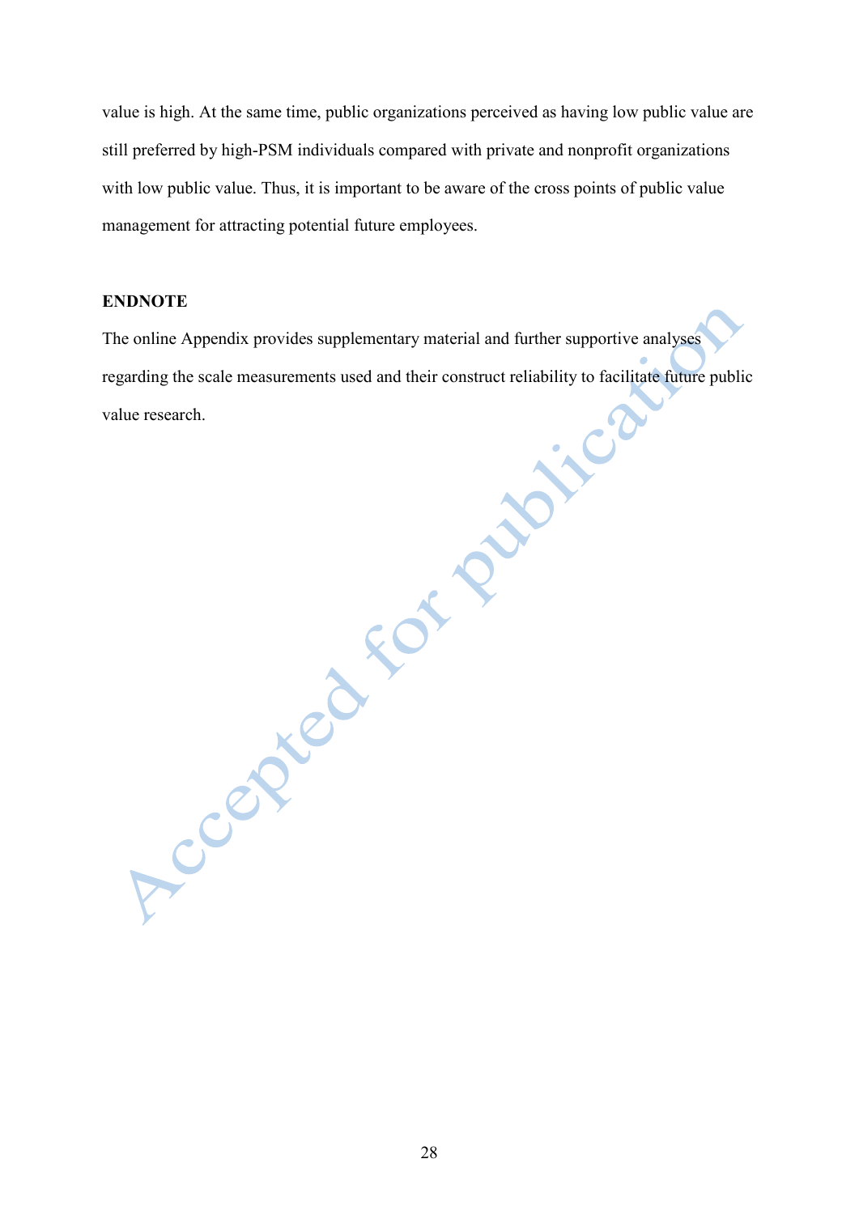value is high. At the same time, public organizations perceived as having low public value are still preferred by high-PSM individuals compared with private and nonprofit organizations with low public value. Thus, it is important to be aware of the cross points of public value management for attracting potential future employees.

## ENDNOTE

The online Appendix provides supplementary material and further supportive analyses regarding the scale measurements used and their construct reliability to facilitate future public value research.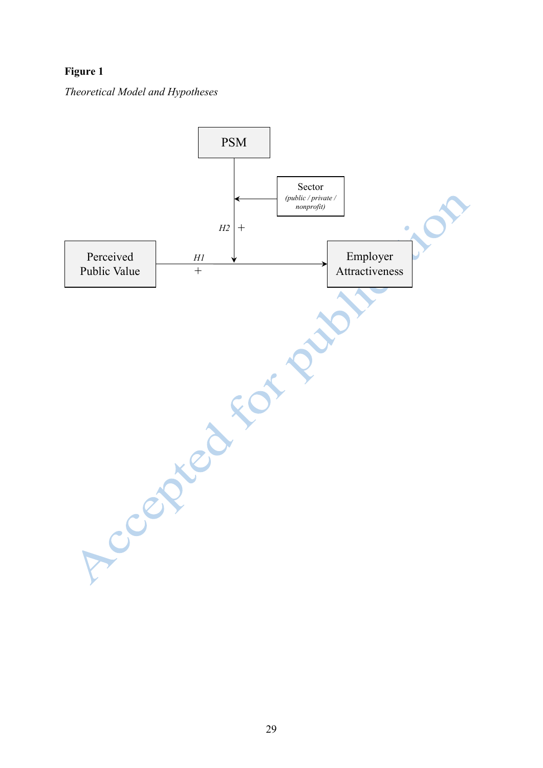**Figure 1**

*Theoretical Model and Hypotheses*

PSM

Sector
*(public / private / nonprofit)*

*H2* +

Perceived Public Value

*H1*
+

Employer Attractiveness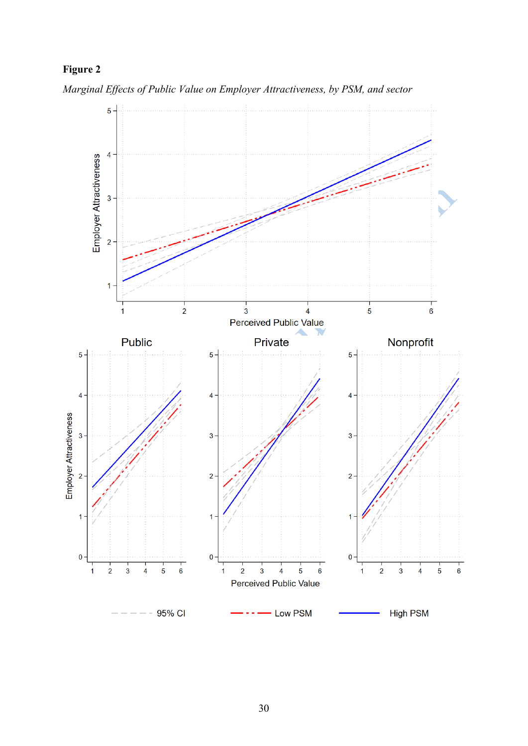**Figure 2**

*Marginal Effects of Public Value on Employer Attractiveness, by PSM, and sector*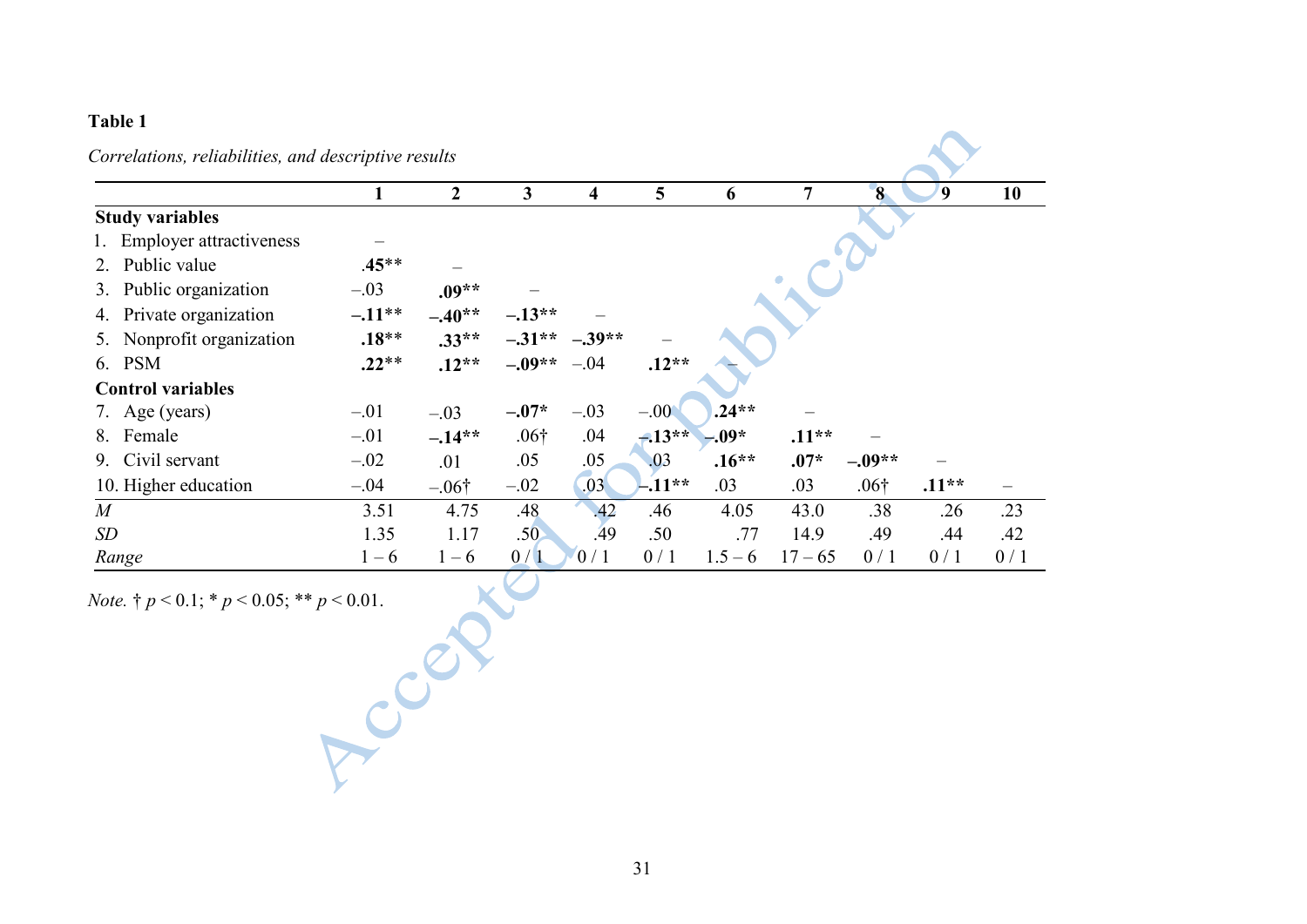**Table 1**

*Correlations, reliabilities, and descriptive results*

| | 1 | 2 | 3 | 4 | 5 | 6 | 7 | 8 | 9 | 10 |
|---|---|---|---|---|---|---|---|---|---|---|
| **Study variables** | | | | | | | | | | |
| 1. Employer attractiveness | – | | | | | | | | | |
| 2. Public value | **.45**** | – | | | | | | | | |
| 3. Public organization | –.03 | **.09**** | – | | | | | | | |
| 4. Private organization | **–.11**** | **–.40**** | **–.13**** | – | | | | | | |
| 5. Nonprofit organization | **.18**** | **.33**** | **–.31**** | **–.39**** | – | | | | | |
| 6. PSM | **.22**** | **.12**** | **–.09**** | –.04 | **.12**** | – | | | | |
| **Control variables** | | | | | | | | | | |
| 7. Age (years) | –.01 | –.03 | **–.07*** | –.03 | –.00 | **.24**** | – | | | |
| 8. Female | –.01 | **–.14**** | .06† | .04 | **–.13**** | **–.09*** | **.11**** | – | | |
| 9. Civil servant | –.02 | .01 | .05 | .05 | .03 | **.16**** | **.07*** | **–.09**** | – | |
| 10. Higher education | –.04 | –.06† | –.02 | .03 | **–.11**** | .03 | .03 | .06† | **.11**** | – |
| *M* | 3.51 | 4.75 | .48 | .42 | .46 | 4.05 | 43.0 | .38 | .26 | .23 |
| *SD* | 1.35 | 1.17 | .50 | .49 | .50 | .77 | 14.9 | .49 | .44 | .42 |
| *Range* | 1 – 6 | 1 – 6 | 0 / 1 | 0 / 1 | 0 / 1 | 1.5 – 6 | 17 – 65 | 0 / 1 | 0 / 1 | 0 / 1 |

*Note.* † $p < 0.1$; * $p < 0.05$; ** $p < 0.01$.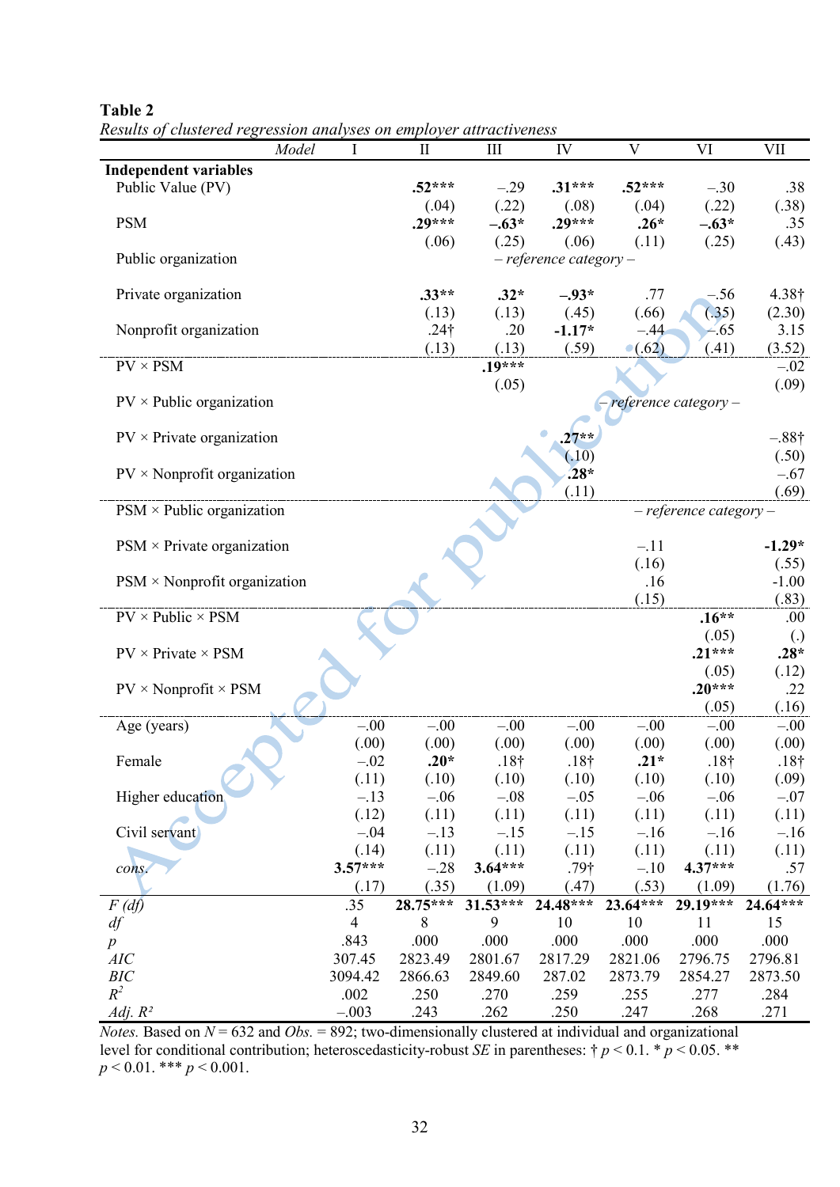**Table 2**

*Results of clustered regression analyses on employer attractiveness*

| *Model* | I | II | III | IV | V | VI | VII |
|---|---|---|---|---|---|---|---|
| **Independent variables** | | | | | | | |
| Public Value (PV) | | **.52\*\*\*** | –.29 | **.31\*\*\*** | **.52\*\*\*** | –.30 | .38 |
| | | (.04) | (.22) | (.08) | (.04) | (.22) | (.38) |
| PSM | | **.29\*\*\*** | **–.63\*** | **.29\*\*\*** | **.26\*** | **–.63\*** | .35 |
| | | (.06) | (.25) | (.06) | (.11) | (.25) | (.43) |
| Public organization | | | *– reference category –* | | | | |
| Private organization | | **.33\*\*** | **.32\*** | **–.93\*** | .77 | –.56 | 4.38† |
| | | (.13) | (.13) | (.45) | (.66) | (.35) | (2.30) |
| Nonprofit organization | | .24† | .20 | **-1.17\*** | –.44 | –.65 | 3.15 |
| | | (.13) | (.13) | (.59) | (.62) | (.41) | (3.52) |
| PV × PSM | | | **.19\*\*\*** | | | | –.02 |
| | | | (.05) | | | | (.09) |
| PV × Public organization | | | | | *– reference category –* | | |
| PV × Private organization | | | | **.27\*\*** | | | –.88† |
| | | | | (.10) | | | (.50) |
| PV × Nonprofit organization | | | | **.28\*** | | | –.67 |
| | | | | (.11) | | | (.69) |
| PSM × Public organization | | | | | | *– reference category –* | |
| PSM × Private organization | | | | | –.11 | | **-1.29\*** |
| | | | | | (.16) | | (.55) |
| PSM × Nonprofit organization | | | | | .16 | | -1.00 |
| | | | | | (.15) | | (.83) |
| PV × Public × PSM | | | | | | **.16\*\*** | .00 |
| | | | | | | (.05) | (.) |
| PV × Private × PSM | | | | | | **.21\*\*\*** | **.28\*** |
| | | | | | | (.05) | (.12) |
| PV × Nonprofit × PSM | | | | | | **.20\*\*\*** | .22 |
| | | | | | | (.05) | (.16) |
| Age (years) | –.00 | –.00 | –.00 | –.00 | –.00 | –.00 | –.00 |
| | (.00) | (.00) | (.00) | (.00) | (.00) | (.00) | (.00) |
| Female | –.02 | **.20\*** | .18† | .18† | **.21\*** | .18† | .18† |
| | (.11) | (.10) | (.10) | (.10) | (.10) | (.10) | (.09) |
| Higher education | –.13 | –.06 | –.08 | –.05 | –.06 | –.06 | –.07 |
| | (.12) | (.11) | (.11) | (.11) | (.11) | (.11) | (.11) |
| Civil servant | –.04 | –.13 | –.15 | –.15 | –.16 | –.16 | –.16 |
| | (.14) | (.11) | (.11) | (.11) | (.11) | (.11) | (.11) |
| *cons.* | **3.57\*\*\*** | –.28 | **3.64\*\*\*** | .79† | –.10 | **4.37\*\*\*** | .57 |
| | (.17) | (.35) | (1.09) | (.47) | (.53) | (1.09) | (1.76) |
| *F (df)* | .35 | **28.75\*\*\*** | **31.53\*\*\*** | **24.48\*\*\*** | **23.64\*\*\*** | **29.19\*\*\*** | **24.64\*\*\*** |
| *df* | 4 | 8 | 9 | 10 | 10 | 11 | 15 |
| *p* | .843 | .000 | .000 | .000 | .000 | .000 | .000 |
| *AIC* | 307.45 | 2823.49 | 2801.67 | 2817.29 | 2821.06 | 2796.75 | 2796.81 |
| *BIC* | 3094.42 | 2866.63 | 2849.60 | 287.02 | 2873.79 | 2854.27 | 2873.50 |
| $R^2$ | .002 | .250 | .270 | .259 | .255 | .277 | .284 |
| *Adj.* $R^2$ | –.003 | .243 | .262 | .250 | .247 | .268 | .271 |

*Notes.* Based on $N = 632$ and *Obs.* = 892; two-dimensionally clustered at individual and organizational level for conditional contribution; heteroscedasticity-robust *SE* in parentheses: † $p < 0.1$. * $p < 0.05$. ** $p < 0.01$. *** $p < 0.001$.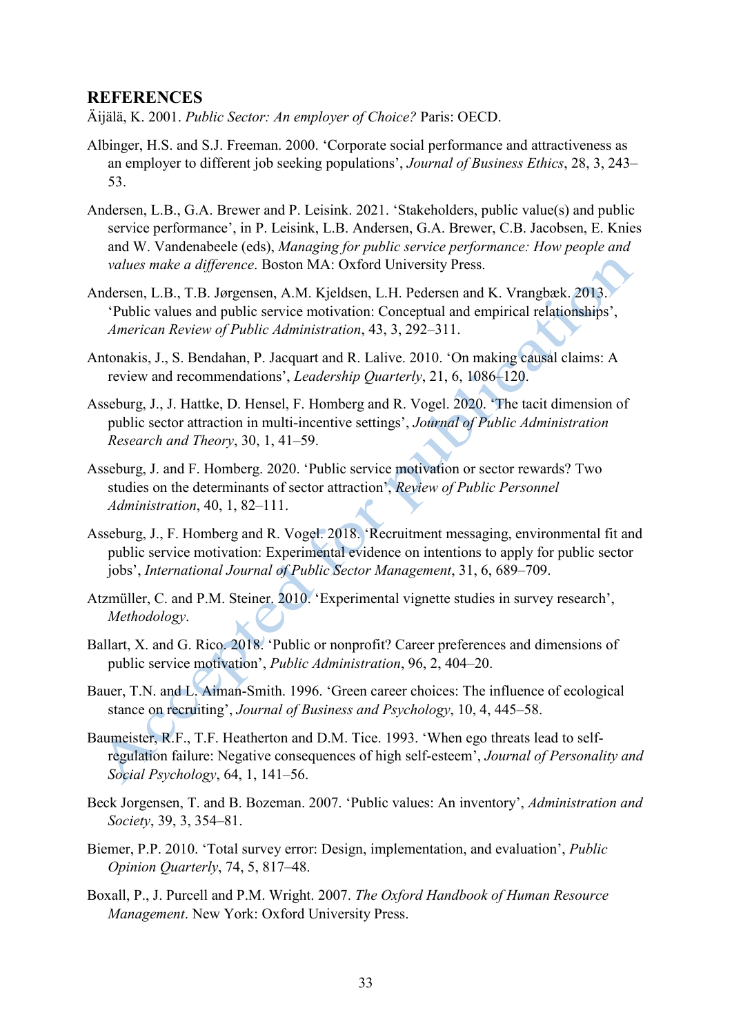## REFERENCES

Äijälä, K. 2001. *Public Sector: An employer of Choice?* Paris: OECD.

Albinger, H.S. and S.J. Freeman. 2000. 'Corporate social performance and attractiveness as an employer to different job seeking populations', *Journal of Business Ethics*, 28, 3, 243–53.

Andersen, L.B., G.A. Brewer and P. Leisink. 2021. 'Stakeholders, public value(s) and public service performance', in P. Leisink, L.B. Andersen, G.A. Brewer, C.B. Jacobsen, E. Knies and W. Vandenabeele (eds), *Managing for public service performance: How people and values make a difference*. Boston MA: Oxford University Press.

Andersen, L.B., T.B. Jørgensen, A.M. Kjeldsen, L.H. Pedersen and K. Vrangbæk. 2013. 'Public values and public service motivation: Conceptual and empirical relationships', *American Review of Public Administration*, 43, 3, 292–311.

Antonakis, J., S. Bendahan, P. Jacquart and R. Lalive. 2010. 'On making causal claims: A review and recommendations', *Leadership Quarterly*, 21, 6, 1086–120.

Asseburg, J., J. Hattke, D. Hensel, F. Homberg and R. Vogel. 2020. 'The tacit dimension of public sector attraction in multi-incentive settings', *Journal of Public Administration Research and Theory*, 30, 1, 41–59.

Asseburg, J. and F. Homberg. 2020. 'Public service motivation or sector rewards? Two studies on the determinants of sector attraction', *Review of Public Personnel Administration*, 40, 1, 82–111.

Asseburg, J., F. Homberg and R. Vogel. 2018. 'Recruitment messaging, environmental fit and public service motivation: Experimental evidence on intentions to apply for public sector jobs', *International Journal of Public Sector Management*, 31, 6, 689–709.

Atzmüller, C. and P.M. Steiner. 2010. 'Experimental vignette studies in survey research', *Methodology*.

Ballart, X. and G. Rico. 2018. 'Public or nonprofit? Career preferences and dimensions of public service motivation', *Public Administration*, 96, 2, 404–20.

Bauer, T.N. and L. Aiman-Smith. 1996. 'Green career choices: The influence of ecological stance on recruiting', *Journal of Business and Psychology*, 10, 4, 445–58.

Baumeister, R.F., T.F. Heatherton and D.M. Tice. 1993. 'When ego threats lead to self-regulation failure: Negative consequences of high self-esteem', *Journal of Personality and Social Psychology*, 64, 1, 141–56.

Beck Jorgensen, T. and B. Bozeman. 2007. 'Public values: An inventory', *Administration and Society*, 39, 3, 354–81.

Biemer, P.P. 2010. 'Total survey error: Design, implementation, and evaluation', *Public Opinion Quarterly*, 74, 5, 817–48.

Boxall, P., J. Purcell and P.M. Wright. 2007. *The Oxford Handbook of Human Resource Management*. New York: Oxford University Press.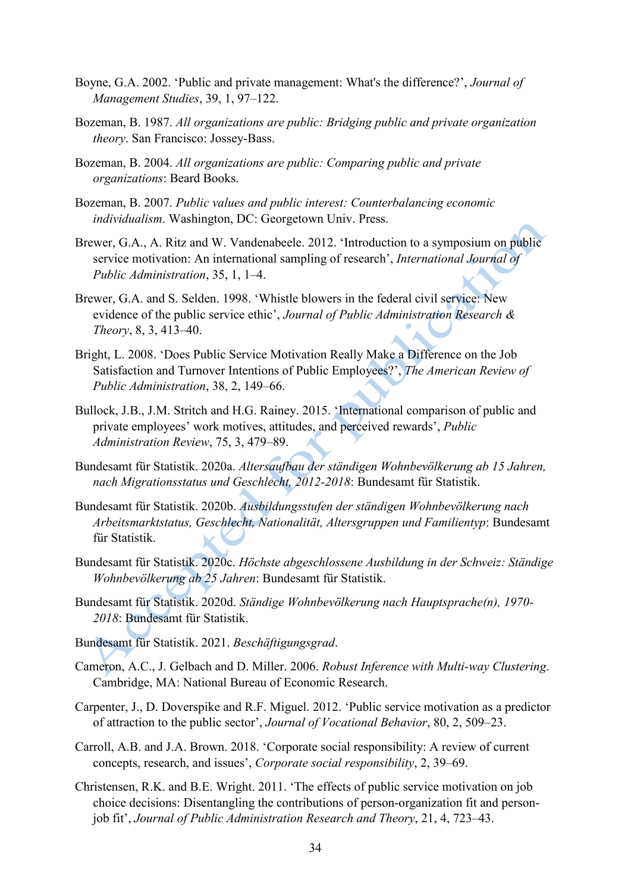Boyne, G.A. 2002. 'Public and private management: What's the difference?', *Journal of Management Studies*, 39, 1, 97–122.

Bozeman, B. 1987. *All organizations are public: Bridging public and private organization theory*. San Francisco: Jossey-Bass.

Bozeman, B. 2004. *All organizations are public: Comparing public and private organizations*: Beard Books.

Bozeman, B. 2007. *Public values and public interest: Counterbalancing economic individualism*. Washington, DC: Georgetown Univ. Press.

Brewer, G.A., A. Ritz and W. Vandenabeele. 2012. 'Introduction to a symposium on public service motivation: An international sampling of research', *International Journal of Public Administration*, 35, 1, 1–4.

Brewer, G.A. and S. Selden. 1998. 'Whistle blowers in the federal civil service: New evidence of the public service ethic', *Journal of Public Administration Research & Theory*, 8, 3, 413–40.

Bright, L. 2008. 'Does Public Service Motivation Really Make a Difference on the Job Satisfaction and Turnover Intentions of Public Employees?', *The American Review of Public Administration*, 38, 2, 149–66.

Bullock, J.B., J.M. Stritch and H.G. Rainey. 2015. 'International comparison of public and private employees' work motives, attitudes, and perceived rewards', *Public Administration Review*, 75, 3, 479–89.

Bundesamt für Statistik. 2020a. *Altersaufbau der ständigen Wohnbevölkerung ab 15 Jahren, nach Migrationsstatus und Geschlecht, 2012-2018*: Bundesamt für Statistik.

Bundesamt für Statistik. 2020b. *Ausbildungsstufen der ständigen Wohnbevölkerung nach Arbeitsmarktstatus, Geschlecht, Nationalität, Altersgruppen und Familientyp*: Bundesamt für Statistik.

Bundesamt für Statistik. 2020c. *Höchste abgeschlossene Ausbildung in der Schweiz: Ständige Wohnbevölkerung ab 25 Jahren*: Bundesamt für Statistik.

Bundesamt für Statistik. 2020d. *Ständige Wohnbevölkerung nach Hauptsprache(n), 1970-2018*: Bundesamt für Statistik.

Bundesamt für Statistik. 2021. *Beschäftigungsgrad*.

Cameron, A.C., J. Gelbach and D. Miller. 2006. *Robust Inference with Multi-way Clustering*. Cambridge, MA: National Bureau of Economic Research.

Carpenter, J., D. Doverspike and R.F. Miguel. 2012. 'Public service motivation as a predictor of attraction to the public sector', *Journal of Vocational Behavior*, 80, 2, 509–23.

Carroll, A.B. and J.A. Brown. 2018. 'Corporate social responsibility: A review of current concepts, research, and issues', *Corporate social responsibility*, 2, 39–69.

Christensen, R.K. and B.E. Wright. 2011. 'The effects of public service motivation on job choice decisions: Disentangling the contributions of person-organization fit and person-job fit', *Journal of Public Administration Research and Theory*, 21, 4, 723–43.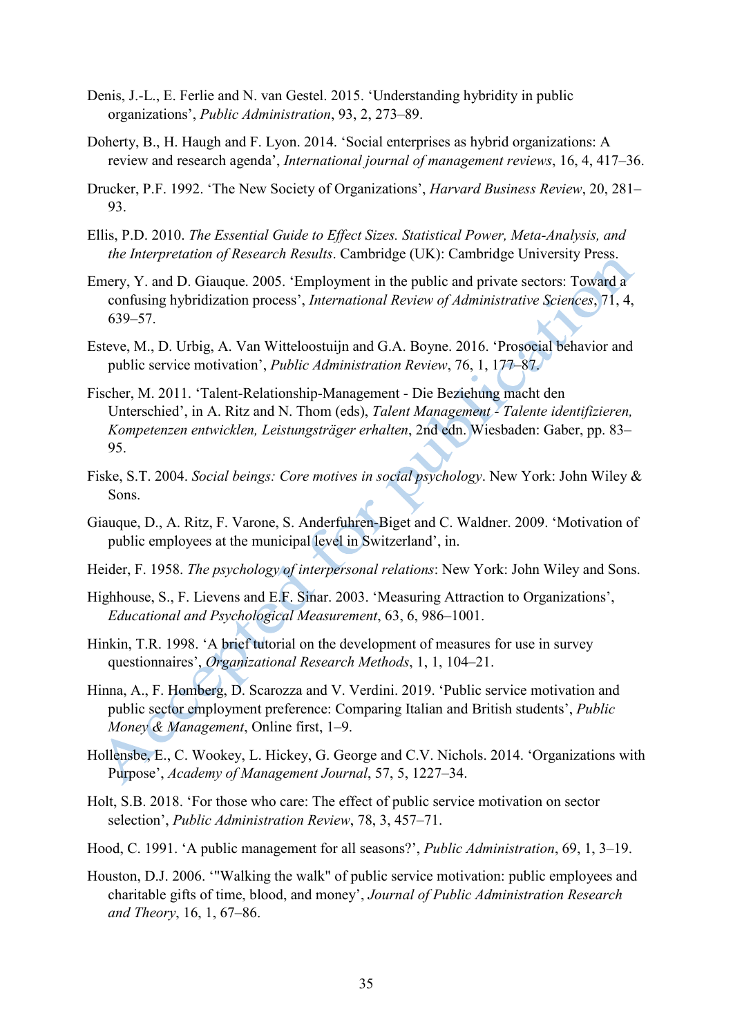Denis, J.-L., E. Ferlie and N. van Gestel. 2015. 'Understanding hybridity in public organizations', *Public Administration*, 93, 2, 273–89.

Doherty, B., H. Haugh and F. Lyon. 2014. 'Social enterprises as hybrid organizations: A review and research agenda', *International journal of management reviews*, 16, 4, 417–36.

Drucker, P.F. 1992. 'The New Society of Organizations', *Harvard Business Review*, 20, 281–93.

Ellis, P.D. 2010. *The Essential Guide to Effect Sizes. Statistical Power, Meta-Analysis, and the Interpretation of Research Results*. Cambridge (UK): Cambridge University Press.

Emery, Y. and D. Giauque. 2005. 'Employment in the public and private sectors: Toward a confusing hybridization process', *International Review of Administrative Sciences*, 71, 4, 639–57.

Esteve, M., D. Urbig, A. Van Witteloostuijn and G.A. Boyne. 2016. 'Prosocial behavior and public service motivation', *Public Administration Review*, 76, 1, 177–87.

Fischer, M. 2011. 'Talent-Relationship-Management - Die Beziehung macht den Unterschied', in A. Ritz and N. Thom (eds), *Talent Management - Talente identifizieren, Kompetenzen entwicklen, Leistungsträger erhalten*, 2nd edn. Wiesbaden: Gaber, pp. 83–95.

Fiske, S.T. 2004. *Social beings: Core motives in social psychology*. New York: John Wiley & Sons.

Giauque, D., A. Ritz, F. Varone, S. Anderfuhren-Biget and C. Waldner. 2009. 'Motivation of public employees at the municipal level in Switzerland', in.

Heider, F. 1958. *The psychology of interpersonal relations*: New York: John Wiley and Sons.

Highhouse, S., F. Lievens and E.F. Sinar. 2003. 'Measuring Attraction to Organizations', *Educational and Psychological Measurement*, 63, 6, 986–1001.

Hinkin, T.R. 1998. 'A brief tutorial on the development of measures for use in survey questionnaires', *Organizational Research Methods*, 1, 1, 104–21.

Hinna, A., F. Homberg, D. Scarozza and V. Verdini. 2019. 'Public service motivation and public sector employment preference: Comparing Italian and British students', *Public Money & Management*, Online first, 1–9.

Hollensbe, E., C. Wookey, L. Hickey, G. George and C.V. Nichols. 2014. 'Organizations with Purpose', *Academy of Management Journal*, 57, 5, 1227–34.

Holt, S.B. 2018. 'For those who care: The effect of public service motivation on sector selection', *Public Administration Review*, 78, 3, 457–71.

Hood, C. 1991. 'A public management for all seasons?', *Public Administration*, 69, 1, 3–19.

Houston, D.J. 2006. '"Walking the walk" of public service motivation: public employees and charitable gifts of time, blood, and money', *Journal of Public Administration Research and Theory*, 16, 1, 67–86.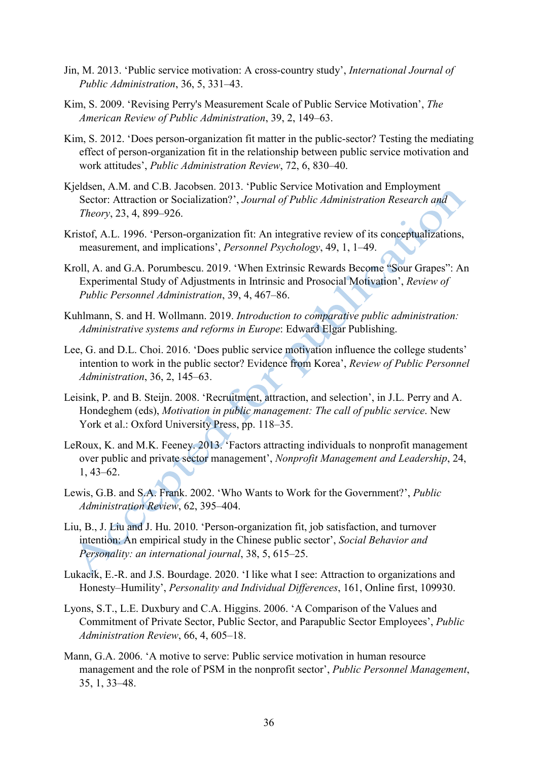Jin, M. 2013. 'Public service motivation: A cross-country study', *International Journal of Public Administration*, 36, 5, 331–43.

Kim, S. 2009. 'Revising Perry's Measurement Scale of Public Service Motivation', *The American Review of Public Administration*, 39, 2, 149–63.

Kim, S. 2012. 'Does person-organization fit matter in the public-sector? Testing the mediating effect of person-organization fit in the relationship between public service motivation and work attitudes', *Public Administration Review*, 72, 6, 830–40.

Kjeldsen, A.M. and C.B. Jacobsen. 2013. 'Public Service Motivation and Employment Sector: Attraction or Socialization?', *Journal of Public Administration Research and Theory*, 23, 4, 899–926.

Kristof, A.L. 1996. 'Person-organization fit: An integrative review of its conceptualizations, measurement, and implications', *Personnel Psychology*, 49, 1, 1–49.

Kroll, A. and G.A. Porumbescu. 2019. 'When Extrinsic Rewards Become "Sour Grapes": An Experimental Study of Adjustments in Intrinsic and Prosocial Motivation', *Review of Public Personnel Administration*, 39, 4, 467–86.

Kuhlmann, S. and H. Wollmann. 2019. *Introduction to comparative public administration: Administrative systems and reforms in Europe*: Edward Elgar Publishing.

Lee, G. and D.L. Choi. 2016. 'Does public service motivation influence the college students' intention to work in the public sector? Evidence from Korea', *Review of Public Personnel Administration*, 36, 2, 145–63.

Leisink, P. and B. Steijn. 2008. 'Recruitment, attraction, and selection', in J.L. Perry and A. Hondeghem (eds), *Motivation in public management: The call of public service*. New York et al.: Oxford University Press, pp. 118–35.

LeRoux, K. and M.K. Feeney. 2013. 'Factors attracting individuals to nonprofit management over public and private sector management', *Nonprofit Management and Leadership*, 24, 1, 43–62.

Lewis, G.B. and S.A. Frank. 2002. 'Who Wants to Work for the Government?', *Public Administration Review*, 62, 395–404.

Liu, B., J. Liu and J. Hu. 2010. 'Person-organization fit, job satisfaction, and turnover intention: An empirical study in the Chinese public sector', *Social Behavior and Personality: an international journal*, 38, 5, 615–25.

Lukacik, E.-R. and J.S. Bourdage. 2020. 'I like what I see: Attraction to organizations and Honesty–Humility', *Personality and Individual Differences*, 161, Online first, 109930.

Lyons, S.T., L.E. Duxbury and C.A. Higgins. 2006. 'A Comparison of the Values and Commitment of Private Sector, Public Sector, and Parapublic Sector Employees', *Public Administration Review*, 66, 4, 605–18.

Mann, G.A. 2006. 'A motive to serve: Public service motivation in human resource management and the role of PSM in the nonprofit sector', *Public Personnel Management*, 35, 1, 33–48.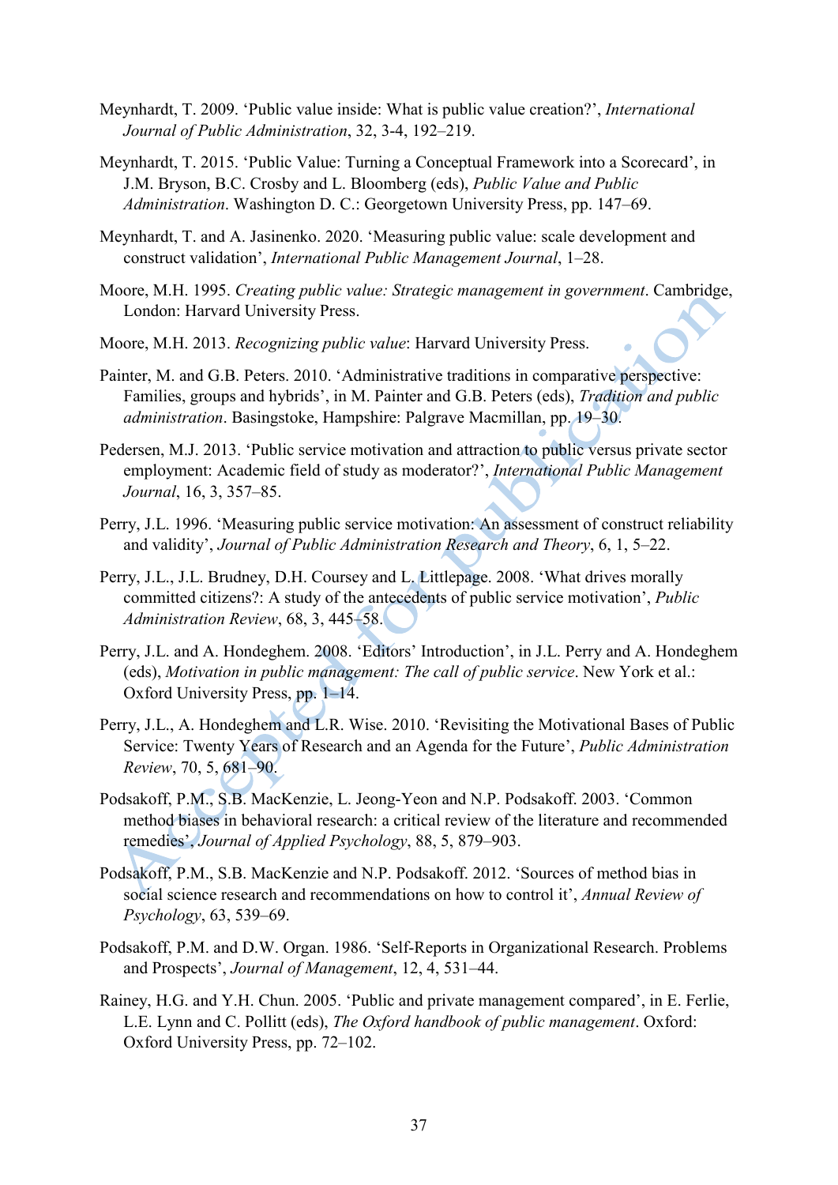Meynhardt, T. 2009. 'Public value inside: What is public value creation?', *International Journal of Public Administration*, 32, 3-4, 192–219.

Meynhardt, T. 2015. 'Public Value: Turning a Conceptual Framework into a Scorecard', in J.M. Bryson, B.C. Crosby and L. Bloomberg (eds), *Public Value and Public Administration*. Washington D. C.: Georgetown University Press, pp. 147–69.

Meynhardt, T. and A. Jasinenko. 2020. 'Measuring public value: scale development and construct validation', *International Public Management Journal*, 1–28.

Moore, M.H. 1995. *Creating public value: Strategic management in government*. Cambridge, London: Harvard University Press.

Moore, M.H. 2013. *Recognizing public value*: Harvard University Press.

Painter, M. and G.B. Peters. 2010. 'Administrative traditions in comparative perspective: Families, groups and hybrids', in M. Painter and G.B. Peters (eds), *Tradition and public administration*. Basingstoke, Hampshire: Palgrave Macmillan, pp. 19–30.

Pedersen, M.J. 2013. 'Public service motivation and attraction to public versus private sector employment: Academic field of study as moderator?', *International Public Management Journal*, 16, 3, 357–85.

Perry, J.L. 1996. 'Measuring public service motivation: An assessment of construct reliability and validity', *Journal of Public Administration Research and Theory*, 6, 1, 5–22.

Perry, J.L., J.L. Brudney, D.H. Coursey and L. Littlepage. 2008. 'What drives morally committed citizens?: A study of the antecedents of public service motivation', *Public Administration Review*, 68, 3, 445–58.

Perry, J.L. and A. Hondeghem. 2008. 'Editors' Introduction', in J.L. Perry and A. Hondeghem (eds), *Motivation in public management: The call of public service*. New York et al.: Oxford University Press, pp. 1–14.

Perry, J.L., A. Hondeghem and L.R. Wise. 2010. 'Revisiting the Motivational Bases of Public Service: Twenty Years of Research and an Agenda for the Future', *Public Administration Review*, 70, 5, 681–90.

Podsakoff, P.M., S.B. MacKenzie, L. Jeong-Yeon and N.P. Podsakoff. 2003. 'Common method biases in behavioral research: a critical review of the literature and recommended remedies', *Journal of Applied Psychology*, 88, 5, 879–903.

Podsakoff, P.M., S.B. MacKenzie and N.P. Podsakoff. 2012. 'Sources of method bias in social science research and recommendations on how to control it', *Annual Review of Psychology*, 63, 539–69.

Podsakoff, P.M. and D.W. Organ. 1986. 'Self-Reports in Organizational Research. Problems and Prospects', *Journal of Management*, 12, 4, 531–44.

Rainey, H.G. and Y.H. Chun. 2005. 'Public and private management compared', in E. Ferlie, L.E. Lynn and C. Pollitt (eds), *The Oxford handbook of public management*. Oxford: Oxford University Press, pp. 72–102.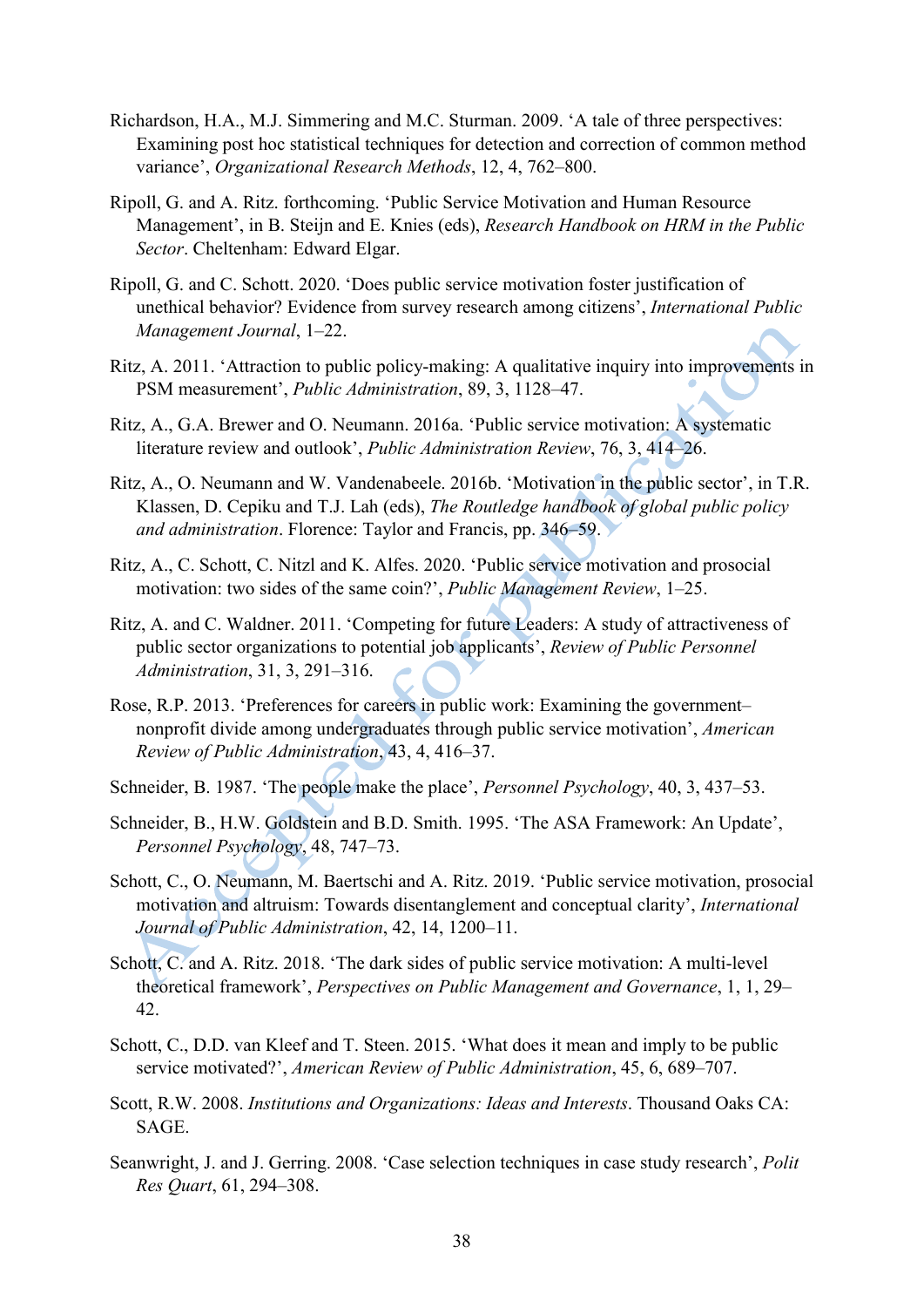Richardson, H.A., M.J. Simmering and M.C. Sturman. 2009. ‘A tale of three perspectives: Examining post hoc statistical techniques for detection and correction of common method variance’, *Organizational Research Methods*, 12, 4, 762–800.

Ripoll, G. and A. Ritz. forthcoming. ‘Public Service Motivation and Human Resource Management’, in B. Steijn and E. Knies (eds), *Research Handbook on HRM in the Public Sector*. Cheltenham: Edward Elgar.

Ripoll, G. and C. Schott. 2020. ‘Does public service motivation foster justification of unethical behavior? Evidence from survey research among citizens’, *International Public Management Journal*, 1–22.

Ritz, A. 2011. ‘Attraction to public policy-making: A qualitative inquiry into improvements in PSM measurement’, *Public Administration*, 89, 3, 1128–47.

Ritz, A., G.A. Brewer and O. Neumann. 2016a. ‘Public service motivation: A systematic literature review and outlook’, *Public Administration Review*, 76, 3, 414–26.

Ritz, A., O. Neumann and W. Vandenabeele. 2016b. ‘Motivation in the public sector’, in T.R. Klassen, D. Cepiku and T.J. Lah (eds), *The Routledge handbook of global public policy and administration*. Florence: Taylor and Francis, pp. 346–59.

Ritz, A., C. Schott, C. Nitzl and K. Alfes. 2020. ‘Public service motivation and prosocial motivation: two sides of the same coin?’, *Public Management Review*, 1–25.

Ritz, A. and C. Waldner. 2011. ‘Competing for future Leaders: A study of attractiveness of public sector organizations to potential job applicants’, *Review of Public Personnel Administration*, 31, 3, 291–316.

Rose, R.P. 2013. ‘Preferences for careers in public work: Examining the government–nonprofit divide among undergraduates through public service motivation’, *American Review of Public Administration*, 43, 4, 416–37.

Schneider, B. 1987. ‘The people make the place’, *Personnel Psychology*, 40, 3, 437–53.

Schneider, B., H.W. Goldstein and B.D. Smith. 1995. ‘The ASA Framework: An Update’, *Personnel Psychology*, 48, 747–73.

Schott, C., O. Neumann, M. Baertschi and A. Ritz. 2019. ‘Public service motivation, prosocial motivation and altruism: Towards disentanglement and conceptual clarity’, *International Journal of Public Administration*, 42, 14, 1200–11.

Schott, C. and A. Ritz. 2018. ‘The dark sides of public service motivation: A multi-level theoretical framework’, *Perspectives on Public Management and Governance*, 1, 1, 29–42.

Schott, C., D.D. van Kleef and T. Steen. 2015. ‘What does it mean and imply to be public service motivated?’, *American Review of Public Administration*, 45, 6, 689–707.

Scott, R.W. 2008. *Institutions and Organizations: Ideas and Interests*. Thousand Oaks CA: SAGE.

Seanwright, J. and J. Gerring. 2008. ‘Case selection techniques in case study research’, *Polit Res Quart*, 61, 294–308.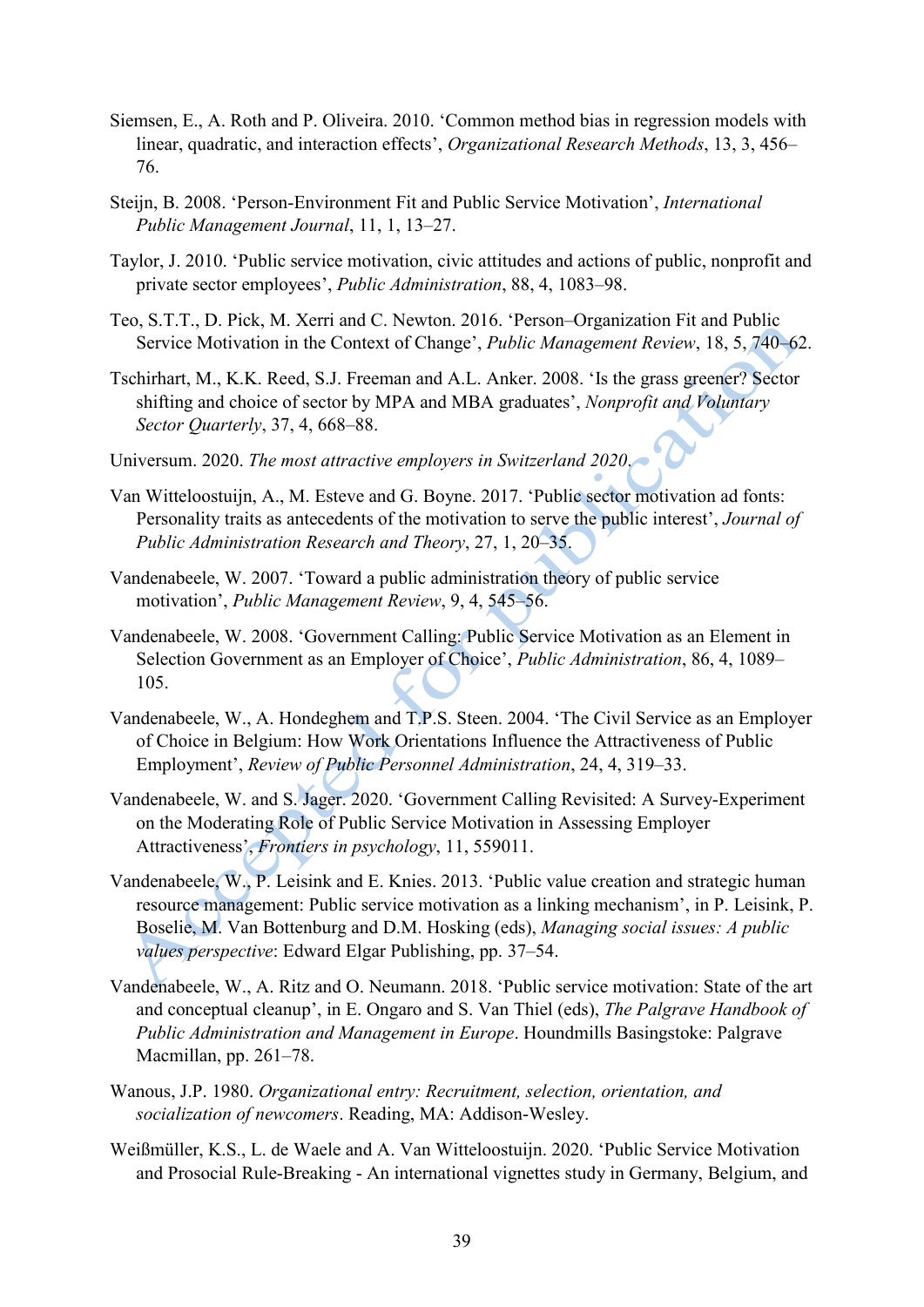Siemsen, E., A. Roth and P. Oliveira. 2010. 'Common method bias in regression models with linear, quadratic, and interaction effects', *Organizational Research Methods*, 13, 3, 456–76.

Steijn, B. 2008. 'Person-Environment Fit and Public Service Motivation', *International Public Management Journal*, 11, 1, 13–27.

Taylor, J. 2010. 'Public service motivation, civic attitudes and actions of public, nonprofit and private sector employees', *Public Administration*, 88, 4, 1083–98.

Teo, S.T.T., D. Pick, M. Xerri and C. Newton. 2016. 'Person–Organization Fit and Public Service Motivation in the Context of Change', *Public Management Review*, 18, 5, 740–62.

Tschirhart, M., K.K. Reed, S.J. Freeman and A.L. Anker. 2008. 'Is the grass greener? Sector shifting and choice of sector by MPA and MBA graduates', *Nonprofit and Voluntary Sector Quarterly*, 37, 4, 668–88.

Universum. 2020. *The most attractive employers in Switzerland 2020*.

Van Witteloostuijn, A., M. Esteve and G. Boyne. 2017. 'Public sector motivation ad fonts: Personality traits as antecedents of the motivation to serve the public interest', *Journal of Public Administration Research and Theory*, 27, 1, 20–35.

Vandenabeele, W. 2007. 'Toward a public administration theory of public service motivation', *Public Management Review*, 9, 4, 545–56.

Vandenabeele, W. 2008. 'Government Calling: Public Service Motivation as an Element in Selection Government as an Employer of Choice', *Public Administration*, 86, 4, 1089–105.

Vandenabeele, W., A. Hondeghem and T.P.S. Steen. 2004. 'The Civil Service as an Employer of Choice in Belgium: How Work Orientations Influence the Attractiveness of Public Employment', *Review of Public Personnel Administration*, 24, 4, 319–33.

Vandenabeele, W. and S. Jager. 2020. 'Government Calling Revisited: A Survey-Experiment on the Moderating Role of Public Service Motivation in Assessing Employer Attractiveness', *Frontiers in psychology*, 11, 559011.

Vandenabeele, W., P. Leisink and E. Knies. 2013. 'Public value creation and strategic human resource management: Public service motivation as a linking mechanism', in P. Leisink, P. Boselie, M. Van Bottenburg and D.M. Hosking (eds), *Managing social issues: A public values perspective*: Edward Elgar Publishing, pp. 37–54.

Vandenabeele, W., A. Ritz and O. Neumann. 2018. 'Public service motivation: State of the art and conceptual cleanup', in E. Ongaro and S. Van Thiel (eds), *The Palgrave Handbook of Public Administration and Management in Europe*. Houndmills Basingstoke: Palgrave Macmillan, pp. 261–78.

Wanous, J.P. 1980. *Organizational entry: Recruitment, selection, orientation, and socialization of newcomers*. Reading, MA: Addison-Wesley.

Weißmüller, K.S., L. de Waele and A. Van Witteloostuijn. 2020. 'Public Service Motivation and Prosocial Rule-Breaking - An international vignettes study in Germany, Belgium, and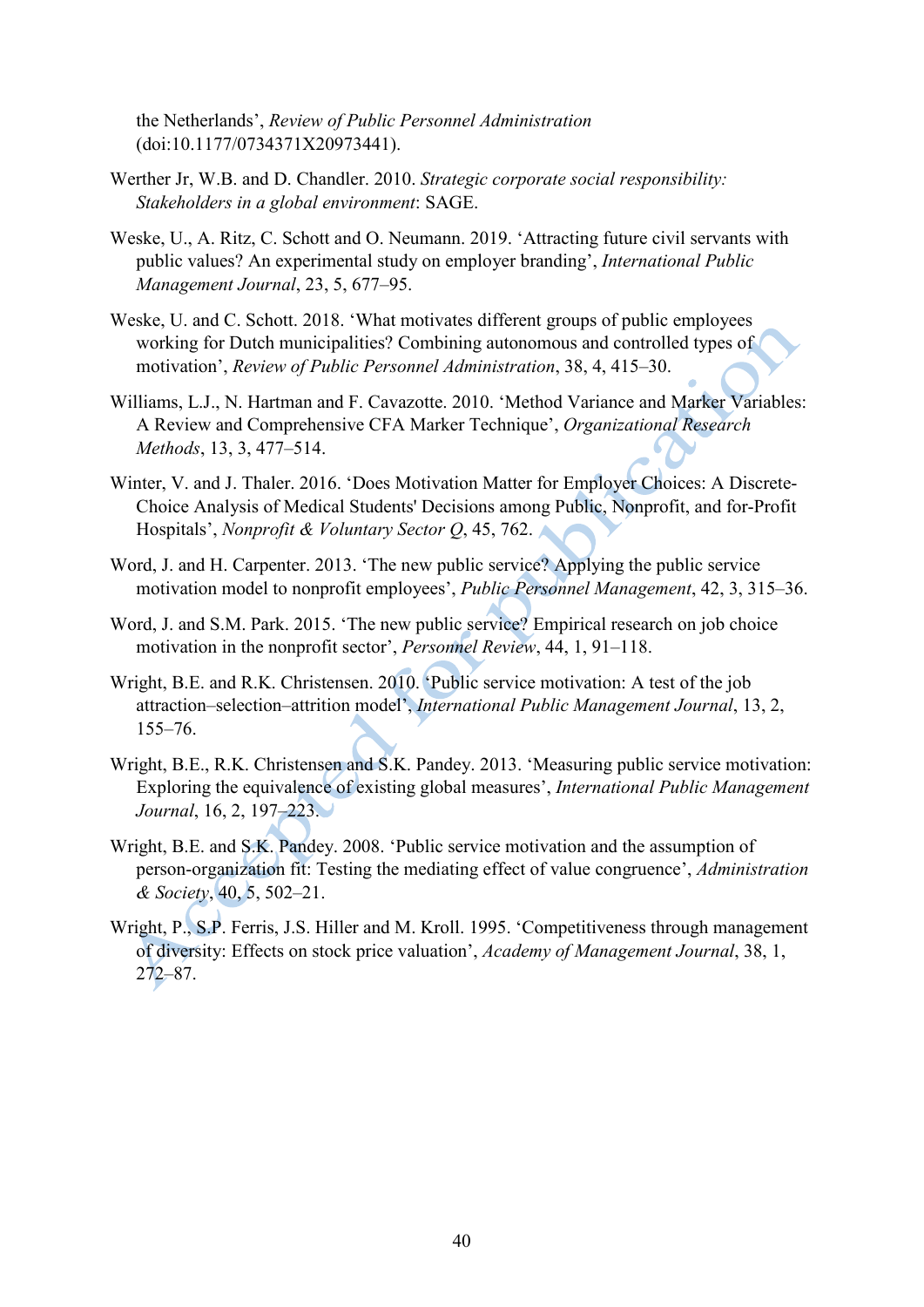the Netherlands', *Review of Public Personnel Administration* (doi:10.1177/0734371X20973441).

Werther Jr, W.B. and D. Chandler. 2010. *Strategic corporate social responsibility: Stakeholders in a global environment*: SAGE.

Weske, U., A. Ritz, C. Schott and O. Neumann. 2019. 'Attracting future civil servants with public values? An experimental study on employer branding', *International Public Management Journal*, 23, 5, 677–95.

Weske, U. and C. Schott. 2018. 'What motivates different groups of public employees working for Dutch municipalities? Combining autonomous and controlled types of motivation', *Review of Public Personnel Administration*, 38, 4, 415–30.

Williams, L.J., N. Hartman and F. Cavazotte. 2010. 'Method Variance and Marker Variables: A Review and Comprehensive CFA Marker Technique', *Organizational Research Methods*, 13, 3, 477–514.

Winter, V. and J. Thaler. 2016. 'Does Motivation Matter for Employer Choices: A Discrete-Choice Analysis of Medical Students' Decisions among Public, Nonprofit, and for-Profit Hospitals', *Nonprofit & Voluntary Sector Q*, 45, 762.

Word, J. and H. Carpenter. 2013. 'The new public service? Applying the public service motivation model to nonprofit employees', *Public Personnel Management*, 42, 3, 315–36.

Word, J. and S.M. Park. 2015. 'The new public service? Empirical research on job choice motivation in the nonprofit sector', *Personnel Review*, 44, 1, 91–118.

Wright, B.E. and R.K. Christensen. 2010. 'Public service motivation: A test of the job attraction–selection–attrition model', *International Public Management Journal*, 13, 2, 155–76.

Wright, B.E., R.K. Christensen and S.K. Pandey. 2013. 'Measuring public service motivation: Exploring the equivalence of existing global measures', *International Public Management Journal*, 16, 2, 197–223.

Wright, B.E. and S.K. Pandey. 2008. 'Public service motivation and the assumption of person-organization fit: Testing the mediating effect of value congruence', *Administration & Society*, 40, 5, 502–21.

Wright, P., S.P. Ferris, J.S. Hiller and M. Kroll. 1995. 'Competitiveness through management of diversity: Effects on stock price valuation', *Academy of Management Journal*, 38, 1, 272–87.